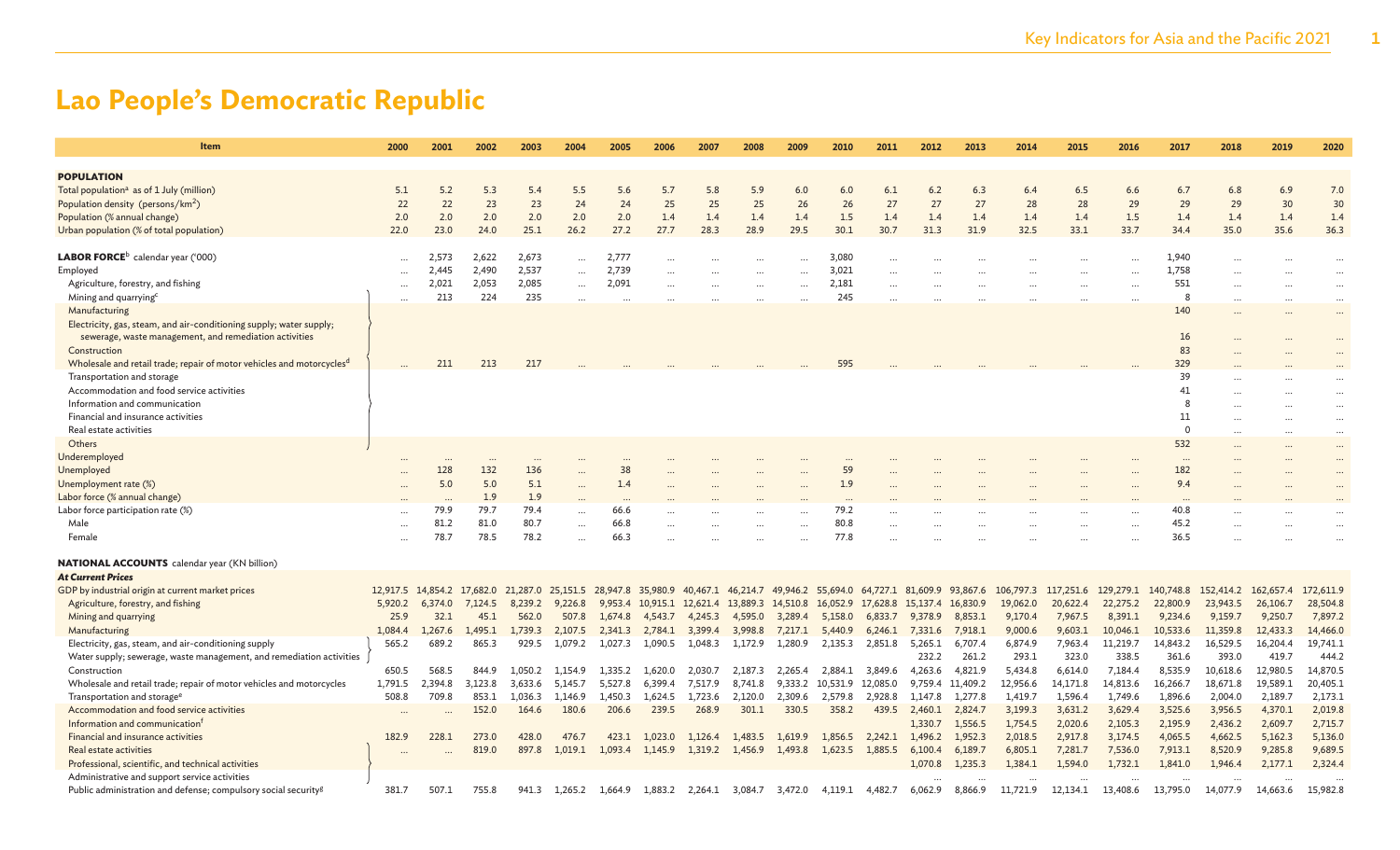# Lao People's Democratic Republic

| Item | 2000 | 2001 | 2002 | 2003 | 2004 | 2005 | 2006 | 2007 | 2008 | 2009 | 2010 | 2011 | 2012 | 2013 | 2014 | 2015 | 2016 | 2017 | 2018 | 2019 | 2020 |
|---|---|---|---|---|---|---|---|---|---|---|---|---|---|---|---|---|---|---|---|---|---|
| **POPULATION** | | | | | | | | | | | | | | | | | | | | | |
| Total population[a] as of 1 July (million) | 5.1 | 5.2 | 5.3 | 5.4 | 5.5 | 5.6 | 5.7 | 5.8 | 5.9 | 6.0 | 6.0 | 6.1 | 6.2 | 6.3 | 6.4 | 6.5 | 6.6 | 6.7 | 6.8 | 6.9 | 7.0 |
| Population density (persons/km$^2$) | 22 | 22 | 23 | 23 | 24 | 24 | 25 | 25 | 25 | 26 | 26 | 27 | 27 | 27 | 28 | 28 | 29 | 29 | 29 | 30 | 30 |
| Population (% annual change) | 2.0 | 2.0 | 2.0 | 2.0 | 2.0 | 2.0 | 1.4 | 1.4 | 1.4 | 1.4 | 1.5 | 1.4 | 1.4 | 1.4 | 1.4 | 1.4 | 1.5 | 1.4 | 1.4 | 1.4 | 1.4 |
| Urban population (% of total population) | 22.0 | 23.0 | 24.0 | 25.1 | 26.2 | 27.2 | 27.7 | 28.3 | 28.9 | 29.5 | 30.1 | 30.7 | 31.3 | 31.9 | 32.5 | 33.1 | 33.7 | 34.4 | 35.0 | 35.6 | 36.3 |
| **LABOR FORCE**[b] calendar year ('000) | ... | 2,573 | 2,622 | 2,673 | ... | 2,777 | ... | ... | ... | ... | 3,080 | ... | ... | ... | ... | ... | ... | 1,940 | ... | ... | ... |
| Employed | ... | 2,445 | 2,490 | 2,537 | ... | 2,739 | ... | ... | ... | ... | 3,021 | ... | ... | ... | ... | ... | ... | 1,758 | ... | ... | ... |
| Agriculture, forestry, and fishing | ... | 2,021 | 2,053 | 2,085 | ... | 2,091 | ... | ... | ... | ... | 2,181 | ... | ... | ... | ... | ... | ... | 551 | ... | ... | ... |
| Mining and quarrying[c] | ... | 213 | 224 | 235 | ... | ... | ... | ... | ... | ... | 245 | ... | ... | ... | ... | ... | ... | 8 | ... | ... | ... |
| Manufacturing | | | | | | | | | | | | | | | | | | 140 | ... | ... | ... |
| Electricity, gas, steam, and air-conditioning supply; water supply; sewerage, waste management, and remediation activities | | | | | | | | | | | | | | | | | | 16 | ... | ... | ... |
| Construction | | | | | | | | | | | | | | | | | | 83 | ... | ... | ... |
| Wholesale and retail trade; repair of motor vehicles and motorcycles[d] | ... | 211 | 213 | 217 | ... | ... | ... | ... | ... | ... | 595 | ... | ... | ... | ... | ... | ... | 329 | ... | ... | ... |
| Transportation and storage | | | | | | | | | | | | | | | | | | 39 | ... | ... | ... |
| Accommodation and food service activities | | | | | | | | | | | | | | | | | | 41 | ... | ... | ... |
| Information and communication | | | | | | | | | | | | | | | | | | 8 | ... | ... | ... |
| Financial and insurance activities | | | | | | | | | | | | | | | | | | 11 | ... | ... | ... |
| Real estate activities | | | | | | | | | | | | | | | | | | 0 | ... | ... | ... |
| Others | | | | | | | | | | | | | | | | | | 532 | ... | ... | ... |
| Underemployed | ... | ... | ... | ... | ... | ... | ... | ... | ... | ... | ... | ... | ... | ... | ... | ... | ... | ... | ... | ... | ... |
| Unemployed | ... | 128 | 132 | 136 | ... | 38 | ... | ... | ... | ... | 59 | ... | ... | ... | ... | ... | ... | 182 | ... | ... | ... |
| Unemployment rate (%) | ... | 5.0 | 5.0 | 5.1 | ... | 1.4 | ... | ... | ... | ... | 1.9 | ... | ... | ... | ... | ... | ... | 9.4 | ... | ... | ... |
| Labor force (% annual change) | ... | ... | 1.9 | 1.9 | ... | ... | ... | ... | ... | ... | ... | ... | ... | ... | ... | ... | ... | ... | ... | ... | ... |
| Labor force participation rate (%) | ... | 79.9 | 79.7 | 79.4 | ... | 66.6 | ... | ... | ... | ... | 79.2 | ... | ... | ... | ... | ... | ... | 40.8 | ... | ... | ... |
| Male | ... | 81.2 | 81.0 | 80.7 | ... | 66.8 | ... | ... | ... | ... | 80.8 | ... | ... | ... | ... | ... | ... | 45.2 | ... | ... | ... |
| Female | ... | 78.7 | 78.5 | 78.2 | ... | 66.3 | ... | ... | ... | ... | 77.8 | ... | ... | ... | ... | ... | ... | 36.5 | ... | ... | ... |
| **NATIONAL ACCOUNTS** calendar year (KN billion) | | | | | | | | | | | | | | | | | | | | | |
| ***At Current Prices*** | | | | | | | | | | | | | | | | | | | | | |
| GDP by industrial origin at current market prices | 12,917.5 | 14,854.2 | 17,682.0 | 21,287.0 | 25,151.5 | 28,947.8 | 35,980.9 | 40,467.1 | 46,214.7 | 49,946.2 | 55,694.0 | 64,727.1 | 81,609.9 | 93,867.6 | 106,797.3 | 117,251.6 | 129,279.1 | 140,748.8 | 152,414.2 | 162,657.4 | 172,611.9 |
| Agriculture, forestry, and fishing | 5,920.2 | 6,374.0 | 7,124.5 | 8,239.2 | 9,226.8 | 9,953.4 | 10,915.1 | 12,621.4 | 13,889.3 | 14,510.8 | 16,052.9 | 17,628.8 | 15,137.4 | 16,830.9 | 19,062.0 | 20,622.4 | 22,275.2 | 22,800.9 | 23,943.5 | 26,106.7 | 28,504.8 |
| Mining and quarrying | 25.9 | 32.1 | 45.1 | 562.0 | 507.8 | 1,674.8 | 4,543.7 | 4,245.3 | 4,595.0 | 3,289.4 | 5,158.0 | 6,833.7 | 9,378.9 | 8,853.1 | 9,170.4 | 7,967.5 | 8,391.1 | 9,234.6 | 9,159.7 | 9,250.7 | 7,897.2 |
| Manufacturing | 1,084.4 | 1,267.6 | 1,495.1 | 1,739.3 | 2,107.5 | 2,341.3 | 2,784.1 | 3,399.4 | 3,998.8 | 7,217.1 | 5,440.9 | 6,246.1 | 7,331.6 | 7,918.1 | 9,000.6 | 9,603.1 | 10,046.1 | 10,533.6 | 11,359.8 | 12,433.3 | 14,466.0 |
| Electricity, gas, steam, and air-conditioning supply | 565.2 | 689.2 | 865.3 | 929.5 | 1,079.2 | 1,027.3 | 1,090.5 | 1,048.3 | 1,172.9 | 1,280.9 | 2,135.3 | 2,851.8 | 5,265.1 | 6,707.4 | 6,874.9 | 7,963.4 | 11,219.7 | 14,843.2 | 16,529.5 | 16,204.4 | 19,741.1 |
| Water supply; sewerage, waste management, and remediation activities | | | | | | | | | | | | | 232.2 | 261.2 | 293.1 | 323.0 | 338.5 | 361.6 | 393.0 | 419.7 | 444.2 |
| Construction | 650.5 | 568.5 | 844.9 | 1,050.2 | 1,154.9 | 1,335.2 | 1,620.0 | 2,030.7 | 2,187.3 | 2,265.4 | 2,884.1 | 3,849.6 | 4,263.6 | 4,821.9 | 5,434.8 | 6,614.0 | 7,184.4 | 8,535.9 | 10,618.6 | 12,980.5 | 14,870.5 |
| Wholesale and retail trade; repair of motor vehicles and motorcycles | 1,791.5 | 2,394.8 | 3,123.8 | 3,633.6 | 5,145.7 | 5,527.8 | 6,399.4 | 7,517.9 | 8,741.8 | 9,333.2 | 10,531.9 | 12,085.0 | 9,759.4 | 11,409.2 | 12,956.6 | 14,171.8 | 14,813.6 | 16,266.7 | 18,671.8 | 19,589.1 | 20,405.1 |
| Transportation and storage[e] | 508.8 | 709.8 | 853.1 | 1,036.3 | 1,146.9 | 1,450.3 | 1,624.5 | 1,723.6 | 2,120.0 | 2,309.6 | 2,579.8 | 2,928.8 | 1,147.8 | 1,277.8 | 1,419.7 | 1,596.4 | 1,749.6 | 1,896.6 | 2,004.0 | 2,189.7 | 2,173.1 |
| Accommodation and food service activities | ... | ... | 152.0 | 164.6 | 180.6 | 206.6 | 239.5 | 268.9 | 301.1 | 330.5 | 358.2 | 439.5 | 2,460.1 | 2,824.7 | 3,199.3 | 3,631.2 | 3,629.4 | 3,525.6 | 3,956.5 | 4,370.1 | 2,019.8 |
| Information and communication[f] | | | | | | | | | | | | | 1,330.7 | 1,556.5 | 1,754.5 | 2,020.6 | 2,105.3 | 2,195.9 | 2,436.2 | 2,609.7 | 2,715.7 |
| Financial and insurance activities | 182.9 | 228.1 | 273.0 | 428.0 | 476.7 | 423.1 | 1,023.0 | 1,126.4 | 1,483.5 | 1,619.9 | 1,856.5 | 2,242.1 | 1,496.2 | 1,952.3 | 2,018.5 | 2,917.8 | 3,174.5 | 4,065.5 | 4,662.5 | 5,162.3 | 5,136.0 |
| Real estate activities | ... | ... | 819.0 | 897.8 | 1,019.1 | 1,093.4 | 1,145.9 | 1,319.2 | 1,456.9 | 1,493.8 | 1,623.5 | 1,885.5 | 6,100.4 | 6,189.7 | 6,805.1 | 7,281.7 | 7,536.0 | 7,913.1 | 8,520.9 | 9,285.8 | 9,689.5 |
| Professional, scientific, and technical activities | | | | | | | | | | | | | 1,070.8 | 1,235.3 | 1,384.1 | 1,594.0 | 1,732.1 | 1,841.0 | 1,946.4 | 2,177.1 | 2,324.4 |
| Administrative and support service activities | | | | | | | | | | | | | ... | ... | ... | ... | ... | ... | ... | ... | ... |
| Public administration and defense; compulsory social security[g] | 381.7 | 507.1 | 755.8 | 941.3 | 1,265.2 | 1,664.9 | 1,883.2 | 2,264.1 | 3,084.7 | 3,472.0 | 4,119.1 | 4,482.7 | 6,062.9 | 8,866.9 | 11,721.9 | 12,134.1 | 13,408.6 | 13,795.0 | 14,077.9 | 14,663.6 | 15,982.8 |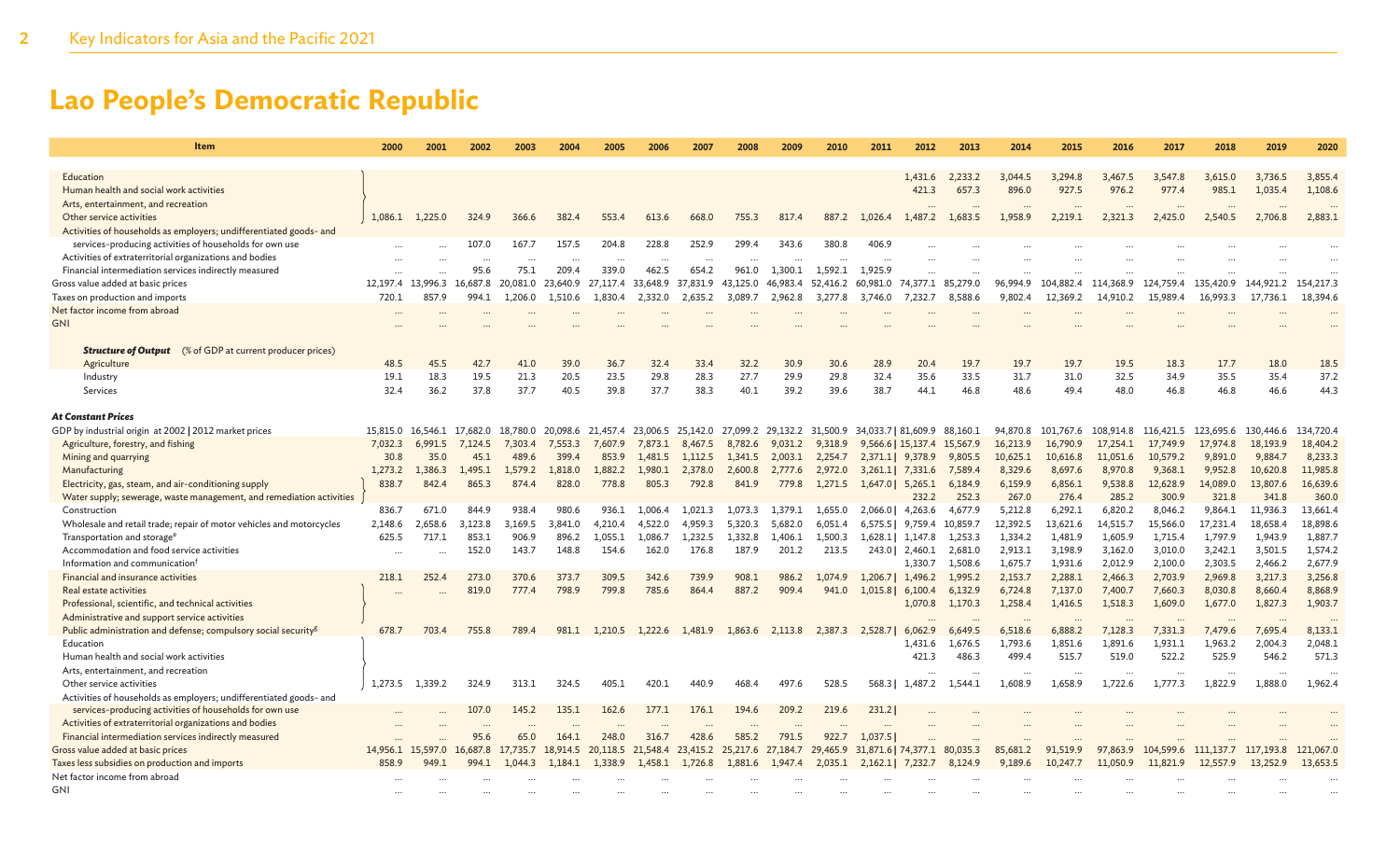# Lao People's Democratic Republic

| Item | 2000 | 2001 | 2002 | 2003 | 2004 | 2005 | 2006 | 2007 | 2008 | 2009 | 2010 | 2011 | 2012 | 2013 | 2014 | 2015 | 2016 | 2017 | 2018 | 2019 | 2020 |
|---|---|---|---|---|---|---|---|---|---|---|---|---|---|---|---|---|---|---|---|---|---|
| Education | | | | | | | | | | | | | 1,431.6 | 2,233.2 | 3,044.5 | 3,294.8 | 3,467.5 | 3,547.8 | 3,615.0 | 3,736.5 | 3,855.4 |
| Human health and social work activities | | | | | | | | | | | | | 421.3 | 657.3 | 896.0 | 927.5 | 976.2 | 977.4 | 985.1 | 1,035.4 | 1,108.6 |
| Arts, entertainment, and recreation | | | | | | | | | | | | | ... | ... | ... | ... | ... | ... | ... | ... | ... |
| Other service activities | 1,086.1 | 1,225.0 | 324.9 | 366.6 | 382.4 | 553.4 | 613.6 | 668.0 | 755.3 | 817.4 | 887.2 | 1,026.4 | 1,487.2 | 1,683.5 | 1,958.9 | 2,219.1 | 2,321.3 | 2,425.0 | 2,540.5 | 2,706.8 | 2,883.1 |
| Activities of households as employers; undifferentiated goods- and services-producing activities of households for own use | ... | ... | 107.0 | 167.7 | 157.5 | 204.8 | 228.8 | 252.9 | 299.4 | 343.6 | 380.8 | 406.9 | ... | ... | ... | ... | ... | ... | ... | ... | ... |
| Activities of extraterritorial organizations and bodies | ... | ... | ... | ... | ... | ... | ... | ... | ... | ... | ... | ... | ... | ... | ... | ... | ... | ... | ... | ... | ... |
| Financial intermediation services indirectly measured | ... | ... | 95.6 | 75.1 | 209.4 | 339.0 | 462.5 | 654.2 | 961.0 | 1,300.1 | 1,592.1 | 1,925.9 | ... | ... | ... | ... | ... | ... | ... | ... | ... |
| Gross value added at basic prices | 12,197.4 | 13,996.3 | 16,687.8 | 20,081.0 | 23,640.9 | 27,117.4 | 33,648.9 | 37,831.9 | 43,125.0 | 46,983.4 | 52,416.2 | 60,981.0 | 74,377.1 | 85,279.0 | 96,994.9 | 104,882.4 | 114,368.9 | 124,759.4 | 135,420.9 | 144,921.2 | 154,217.3 |
| Taxes on production and imports | 720.1 | 857.9 | 994.1 | 1,206.0 | 1,510.6 | 1,830.4 | 2,332.0 | 2,635.2 | 3,089.7 | 2,962.8 | 3,277.8 | 3,746.0 | 7,232.7 | 8,588.6 | 9,802.4 | 12,369.2 | 14,910.2 | 15,989.4 | 16,993.3 | 17,736.1 | 18,394.6 |
| Net factor income from abroad | ... | ... | ... | ... | ... | ... | ... | ... | ... | ... | ... | ... | ... | ... | ... | ... | ... | ... | ... | ... | ... |
| GNI | ... | ... | ... | ... | ... | ... | ... | ... | ... | ... | ... | ... | ... | ... | ... | ... | ... | ... | ... | ... | ... |
| ***Structure of Output*** (% of GDP at current producer prices) | | | | | | | | | | | | | | | | | | | | | |
| Agriculture | 48.5 | 45.5 | 42.7 | 41.0 | 39.0 | 36.7 | 32.4 | 33.4 | 32.2 | 30.9 | 30.6 | 28.9 | 20.4 | 19.7 | 19.7 | 19.7 | 19.5 | 18.3 | 17.7 | 18.0 | 18.5 |
| Industry | 19.1 | 18.3 | 19.5 | 21.3 | 20.5 | 23.5 | 29.8 | 28.3 | 27.7 | 29.9 | 29.8 | 32.4 | 35.6 | 33.5 | 31.7 | 31.0 | 32.5 | 34.9 | 35.5 | 35.4 | 37.2 |
| Services | 32.4 | 36.2 | 37.8 | 37.7 | 40.5 | 39.8 | 37.7 | 38.3 | 40.1 | 39.2 | 39.6 | 38.7 | 44.1 | 46.8 | 48.6 | 49.4 | 48.0 | 46.8 | 46.8 | 46.6 | 44.3 |
| ***At Constant Prices*** | | | | | | | | | | | | | | | | | | | | | |
| GDP by industrial origin at 2002 \| 2012 market prices | 15,815.0 | 16,546.1 | 17,682.0 | 18,780.0 | 20,098.6 | 21,457.4 | 23,006.5 | 25,142.0 | 27,099.2 | 29,132.2 | 31,500.9 | 34,033.7 | 81,609.9 | 88,160.1 | 94,870.8 | 101,767.6 | 108,914.8 | 116,421.5 | 123,695.6 | 130,446.6 | 134,720.4 |
| Agriculture, forestry, and fishing | 7,032.3 | 6,991.5 | 7,124.5 | 7,303.4 | 7,553.3 | 7,607.9 | 7,873.1 | 8,467.5 | 8,782.6 | 9,031.2 | 9,318.9 | 9,566.6 | 15,137.4 | 15,567.9 | 16,213.9 | 16,790.9 | 17,254.1 | 17,749.9 | 17,974.8 | 18,193.9 | 18,404.2 |
| Mining and quarrying | 30.8 | 35.0 | 45.1 | 489.6 | 399.4 | 853.9 | 1,481.5 | 1,112.5 | 1,341.5 | 2,003.1 | 2,254.7 | 2,371.1 | 9,378.9 | 9,805.5 | 10,625.1 | 10,616.8 | 11,051.6 | 10,579.2 | 9,891.0 | 9,884.7 | 8,233.3 |
| Manufacturing | 1,273.2 | 1,386.3 | 1,495.1 | 1,579.2 | 1,818.0 | 1,882.2 | 1,980.1 | 2,378.0 | 2,600.8 | 2,777.6 | 2,972.0 | 3,261.1 | 7,331.6 | 7,589.4 | 8,329.6 | 8,697.6 | 8,970.8 | 9,368.1 | 9,952.8 | 10,620.8 | 11,985.8 |
| Electricity, gas, steam, and air-conditioning supply | 838.7 | 842.4 | 865.3 | 874.4 | 828.0 | 778.8 | 805.3 | 792.8 | 841.9 | 779.8 | 1,271.5 | 1,647.0 | 5,265.1 | 6,184.9 | 6,159.9 | 6,856.1 | 9,538.8 | 12,628.9 | 14,089.0 | 13,807.6 | 16,639.6 |
| Water supply; sewerage, waste management, and remediation activities | | | | | | | | | | | | | 232.2 | 252.3 | 267.0 | 276.4 | 285.2 | 300.9 | 321.8 | 341.8 | 360.0 |
| Construction | 836.7 | 671.0 | 844.9 | 938.4 | 980.6 | 936.1 | 1,006.4 | 1,021.3 | 1,073.3 | 1,379.1 | 1,655.0 | 2,066.0 | 4,263.6 | 4,677.9 | 5,212.8 | 6,292.1 | 6,820.2 | 8,046.2 | 9,864.1 | 11,936.3 | 13,661.4 |
| Wholesale and retail trade; repair of motor vehicles and motorcycles | 2,148.6 | 2,658.6 | 3,123.8 | 3,169.5 | 3,841.0 | 4,210.4 | 4,522.0 | 4,959.3 | 5,320.3 | 5,682.0 | 6,051.4 | 6,575.5 | 9,759.4 | 10,859.7 | 12,392.5 | 13,621.6 | 14,515.7 | 15,566.0 | 17,231.4 | 18,658.4 | 18,898.6 |
| Transportation and storage[e] | 625.5 | 717.1 | 853.1 | 906.9 | 896.2 | 1,055.1 | 1,086.7 | 1,232.5 | 1,332.8 | 1,406.1 | 1,500.3 | 1,628.1 | 1,147.8 | 1,253.3 | 1,334.2 | 1,481.9 | 1,605.9 | 1,715.4 | 1,797.9 | 1,943.9 | 1,887.7 |
| Accommodation and food service activities | ... | ... | 152.0 | 143.7 | 148.8 | 154.6 | 162.0 | 176.8 | 187.9 | 201.2 | 213.5 | 243.0 | 2,460.1 | 2,681.0 | 2,913.1 | 3,198.9 | 3,162.0 | 3,010.0 | 3,242.1 | 3,501.5 | 1,574.2 |
| Information and communication[f] | | | | | | | | | | | | | 1,330.7 | 1,508.6 | 1,675.7 | 1,931.6 | 2,012.9 | 2,100.0 | 2,303.5 | 2,466.2 | 2,677.9 |
| Financial and insurance activities | 218.1 | 252.4 | 273.0 | 370.6 | 373.7 | 309.5 | 342.6 | 739.9 | 908.1 | 986.2 | 1,074.9 | 1,206.7 | 1,496.2 | 1,995.2 | 2,153.7 | 2,288.1 | 2,466.3 | 2,703.9 | 2,969.8 | 3,217.3 | 3,256.8 |
| Real estate activities | ... | ... | 819.0 | 777.4 | 798.9 | 799.8 | 785.6 | 864.4 | 887.2 | 909.4 | 941.0 | 1,015.8 | 6,100.4 | 6,132.9 | 6,724.8 | 7,137.0 | 7,400.7 | 7,660.3 | 8,030.8 | 8,660.4 | 8,868.9 |
| Professional, scientific, and technical activities | | | | | | | | | | | | | 1,070.8 | 1,170.3 | 1,258.4 | 1,416.5 | 1,518.3 | 1,609.0 | 1,677.0 | 1,827.3 | 1,903.7 |
| Administrative and support service activities | | | | | | | | | | | | | ... | ... | ... | ... | ... | ... | ... | ... | ... |
| Public administration and defense; compulsory social security[g] | 678.7 | 703.4 | 755.8 | 789.4 | 981.1 | 1,210.5 | 1,222.6 | 1,481.9 | 1,863.6 | 2,113.8 | 2,387.3 | 2,528.7 | 6,062.9 | 6,649.5 | 6,518.6 | 6,888.2 | 7,128.3 | 7,331.3 | 7,479.6 | 7,695.4 | 8,133.1 |
| Education | | | | | | | | | | | | | 1,431.6 | 1,676.5 | 1,793.6 | 1,851.6 | 1,891.6 | 1,931.1 | 1,963.2 | 2,004.3 | 2,048.1 |
| Human health and social work activities | | | | | | | | | | | | | 421.3 | 486.3 | 499.4 | 515.7 | 519.0 | 522.2 | 525.9 | 546.2 | 571.3 |
| Arts, entertainment, and recreation | | | | | | | | | | | | | ... | ... | ... | ... | ... | ... | ... | ... | ... |
| Other service activities | 1,273.5 | 1,339.2 | 324.9 | 313.1 | 324.5 | 405.1 | 420.1 | 440.9 | 468.4 | 497.6 | 528.5 | 568.3 | 1,487.2 | 1,544.1 | 1,608.9 | 1,658.9 | 1,722.6 | 1,777.3 | 1,822.9 | 1,888.0 | 1,962.4 |
| Activities of households as employers; undifferentiated goods- and services-producing activities of households for own use | ... | ... | 107.0 | 145.2 | 135.1 | 162.6 | 177.1 | 176.1 | 194.6 | 209.2 | 219.6 | 231.2 | ... | ... | ... | ... | ... | ... | ... | ... | ... |
| Activities of extraterritorial organizations and bodies | ... | ... | ... | ... | ... | ... | ... | ... | ... | ... | ... | ... | ... | ... | ... | ... | ... | ... | ... | ... | ... |
| Financial intermediation services indirectly measured | ... | ... | 95.6 | 65.0 | 164.1 | 248.0 | 316.7 | 428.6 | 585.2 | 791.5 | 922.7 | 1,037.5 | ... | ... | ... | ... | ... | ... | ... | ... | ... |
| Gross value added at basic prices | 14,956.1 | 15,597.0 | 16,687.8 | 17,735.7 | 18,914.5 | 20,118.5 | 21,548.4 | 23,415.2 | 25,217.6 | 27,184.7 | 29,465.9 | 31,871.6 | 74,377.1 | 80,035.3 | 85,681.2 | 91,519.9 | 97,863.9 | 104,599.6 | 111,137.7 | 117,193.8 | 121,067.0 |
| Taxes less subsidies on production and imports | 858.9 | 949.1 | 994.1 | 1,044.3 | 1,184.1 | 1,338.9 | 1,458.1 | 1,726.8 | 1,881.6 | 1,947.4 | 2,035.1 | 2,162.1 | 7,232.7 | 8,124.9 | 9,189.6 | 10,247.7 | 11,050.9 | 11,821.9 | 12,557.9 | 13,252.9 | 13,653.5 |
| Net factor income from abroad | ... | ... | ... | ... | ... | ... | ... | ... | ... | ... | ... | ... | ... | ... | ... | ... | ... | ... | ... | ... | ... |
| GNI | ... | ... | ... | ... | ... | ... | ... | ... | ... | ... | ... | ... | ... | ... | ... | ... | ... | ... | ... | ... | ... |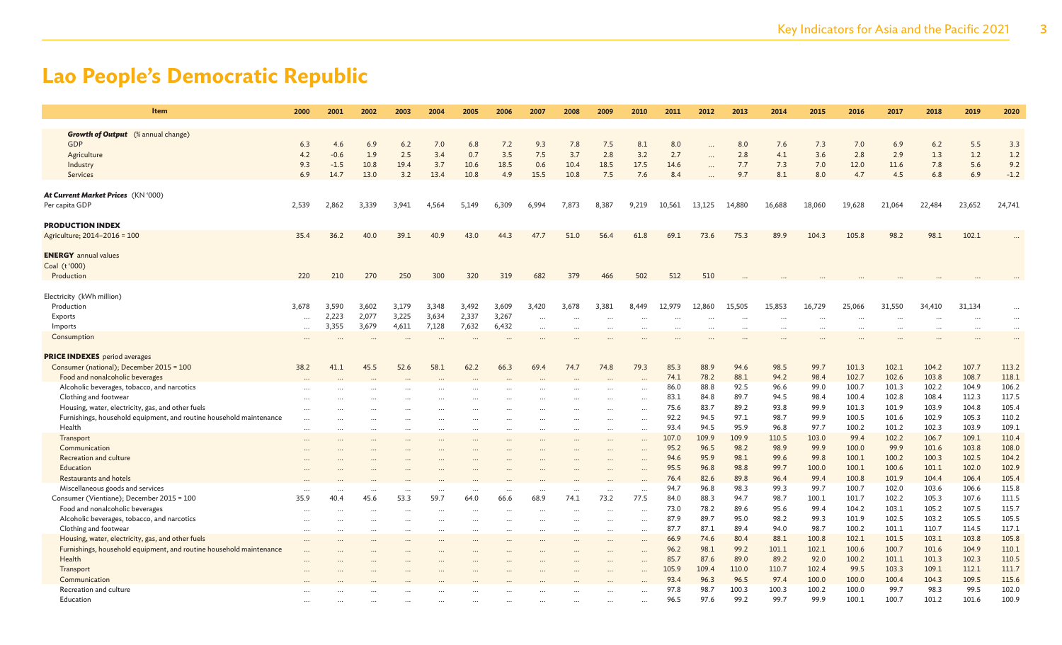# Lao People's Democratic Republic

| Item | 2000 | 2001 | 2002 | 2003 | 2004 | 2005 | 2006 | 2007 | 2008 | 2009 | 2010 | 2011 | 2012 | 2013 | 2014 | 2015 | 2016 | 2017 | 2018 | 2019 | 2020 |
|---|---|---|---|---|---|---|---|---|---|---|---|---|---|---|---|---|---|---|---|---|---|
| ***Growth of Output*** (% annual change) | | | | | | | | | | | | | | | | | | | | | |
| GDP | 6.3 | 4.6 | 6.9 | 6.2 | 7.0 | 6.8 | 7.2 | 9.3 | 7.8 | 7.5 | 8.1 | 8.0 | ... | 8.0 | 7.6 | 7.3 | 7.0 | 6.9 | 6.2 | 5.5 | 3.3 |
| Agriculture | 4.2 | −0.6 | 1.9 | 2.5 | 3.4 | 0.7 | 3.5 | 7.5 | 3.7 | 2.8 | 3.2 | 2.7 | ... | 2.8 | 4.1 | 3.6 | 2.8 | 2.9 | 1.3 | 1.2 | 1.2 |
| Industry | 9.3 | −1.5 | 10.8 | 19.4 | 3.7 | 10.6 | 18.5 | 0.6 | 10.4 | 18.5 | 17.5 | 14.6 | ... | 7.7 | 7.3 | 7.0 | 12.0 | 11.6 | 7.8 | 5.6 | 9.2 |
| Services | 6.9 | 14.7 | 13.0 | 3.2 | 13.4 | 10.8 | 4.9 | 15.5 | 10.8 | 7.5 | 7.6 | 8.4 | ... | 9.7 | 8.1 | 8.0 | 4.7 | 4.5 | 6.8 | 6.9 | −1.2 |
| ***At Current Market Prices*** (KN '000) | | | | | | | | | | | | | | | | | | | | | |
| Per capita GDP | 2,539 | 2,862 | 3,339 | 3,941 | 4,564 | 5,149 | 6,309 | 6,994 | 7,873 | 8,387 | 9,219 | 10,561 | 13,125 | 14,880 | 16,688 | 18,060 | 19,628 | 21,064 | 22,484 | 23,652 | 24,741 |
| **PRODUCTION INDEX** | | | | | | | | | | | | | | | | | | | | | |
| Agriculture; 2014–2016 = 100 | 35.4 | 36.2 | 40.0 | 39.1 | 40.9 | 43.0 | 44.3 | 47.7 | 51.0 | 56.4 | 61.8 | 69.1 | 73.6 | 75.3 | 89.9 | 104.3 | 105.8 | 98.2 | 98.1 | 102.1 | ... |
| **ENERGY** annual values | | | | | | | | | | | | | | | | | | | | | |
| Coal (t '000) | | | | | | | | | | | | | | | | | | | | | |
| Production | 220 | 210 | 270 | 250 | 300 | 320 | 319 | 682 | 379 | 466 | 502 | 512 | 510 | ... | ... | ... | ... | ... | ... | ... | ... |
| Electricity (kWh million) | | | | | | | | | | | | | | | | | | | | | |
| Production | 3,678 | 3,590 | 3,602 | 3,179 | 3,348 | 3,492 | 3,609 | 3,420 | 3,678 | 3,381 | 8,449 | 12,979 | 12,860 | 15,505 | 15,853 | 16,729 | 25,066 | 31,550 | 34,410 | 31,134 | ... |
| Exports | ... | 2,223 | 2,077 | 3,225 | 3,634 | 2,337 | 3,267 | ... | ... | ... | ... | ... | ... | ... | ... | ... | ... | ... | ... | ... | ... |
| Imports | ... | 3,355 | 3,679 | 4,611 | 7,128 | 7,632 | 6,432 | ... | ... | ... | ... | ... | ... | ... | ... | ... | ... | ... | ... | ... | ... |
| Consumption | ... | ... | ... | ... | ... | ... | ... | ... | ... | ... | ... | ... | ... | ... | ... | ... | ... | ... | ... | ... | ... |
| **PRICE INDEXES** period averages | | | | | | | | | | | | | | | | | | | | | |
| Consumer (national); December 2015 = 100 | 38.2 | 41.1 | 45.5 | 52.6 | 58.1 | 62.2 | 66.3 | 69.4 | 74.7 | 74.8 | 79.3 | 85.3 | 88.9 | 94.6 | 98.5 | 99.7 | 101.3 | 102.1 | 104.2 | 107.7 | 113.2 |
| Food and nonalcoholic beverages | ... | ... | ... | ... | ... | ... | ... | ... | ... | ... | ... | 74.1 | 78.2 | 88.1 | 94.2 | 98.4 | 102.7 | 102.6 | 103.8 | 108.7 | 118.1 |
| Alcoholic beverages, tobacco, and narcotics | ... | ... | ... | ... | ... | ... | ... | ... | ... | ... | ... | 86.0 | 88.8 | 92.5 | 96.6 | 99.0 | 100.7 | 101.3 | 102.2 | 104.9 | 106.2 |
| Clothing and footwear | ... | ... | ... | ... | ... | ... | ... | ... | ... | ... | ... | 83.1 | 84.8 | 89.7 | 94.5 | 98.4 | 100.4 | 102.8 | 108.4 | 112.3 | 117.5 |
| Housing, water, electricity, gas, and other fuels | ... | ... | ... | ... | ... | ... | ... | ... | ... | ... | ... | 75.6 | 83.7 | 89.2 | 93.8 | 99.9 | 101.3 | 101.9 | 103.9 | 104.8 | 105.4 |
| Furnishings, household equipment, and routine household maintenance | ... | ... | ... | ... | ... | ... | ... | ... | ... | ... | ... | 92.2 | 94.5 | 97.1 | 98.7 | 99.9 | 100.5 | 101.6 | 102.9 | 105.3 | 110.2 |
| Health | ... | ... | ... | ... | ... | ... | ... | ... | ... | ... | ... | 93.4 | 94.5 | 95.9 | 96.8 | 97.7 | 100.2 | 101.2 | 102.3 | 103.9 | 109.1 |
| Transport | ... | ... | ... | ... | ... | ... | ... | ... | ... | ... | ... | 107.0 | 109.9 | 109.9 | 110.5 | 103.0 | 99.4 | 102.2 | 106.7 | 109.1 | 110.4 |
| Communication | ... | ... | ... | ... | ... | ... | ... | ... | ... | ... | ... | 95.2 | 96.5 | 98.2 | 98.9 | 99.9 | 100.0 | 99.9 | 101.6 | 103.8 | 108.0 |
| Recreation and culture | ... | ... | ... | ... | ... | ... | ... | ... | ... | ... | ... | 94.6 | 95.9 | 98.1 | 99.6 | 99.8 | 100.1 | 100.2 | 100.3 | 102.5 | 104.2 |
| Education | ... | ... | ... | ... | ... | ... | ... | ... | ... | ... | ... | 95.5 | 96.8 | 98.8 | 99.7 | 100.0 | 100.1 | 100.6 | 101.1 | 102.0 | 102.9 |
| Restaurants and hotels | ... | ... | ... | ... | ... | ... | ... | ... | ... | ... | ... | 76.4 | 82.6 | 89.8 | 96.4 | 99.4 | 100.8 | 101.9 | 104.4 | 106.4 | 105.4 |
| Miscellaneous goods and services | ... | ... | ... | ... | ... | ... | ... | ... | ... | ... | ... | 94.7 | 96.8 | 98.3 | 99.3 | 99.7 | 100.7 | 102.0 | 103.6 | 106.6 | 115.8 |
| Consumer (Vientiane); December 2015 = 100 | 35.9 | 40.4 | 45.6 | 53.3 | 59.7 | 64.0 | 66.6 | 68.9 | 74.1 | 73.2 | 77.5 | 84.0 | 88.3 | 94.7 | 98.7 | 100.1 | 101.7 | 102.2 | 105.3 | 107.6 | 111.5 |
| Food and nonalcoholic beverages | ... | ... | ... | ... | ... | ... | ... | ... | ... | ... | ... | 73.0 | 78.2 | 89.6 | 95.6 | 99.4 | 104.2 | 103.1 | 105.2 | 107.5 | 115.7 |
| Alcoholic beverages, tobacco, and narcotics | ... | ... | ... | ... | ... | ... | ... | ... | ... | ... | ... | 87.9 | 89.7 | 95.0 | 98.2 | 99.3 | 101.9 | 102.5 | 103.2 | 105.5 | 105.5 |
| Clothing and footwear | ... | ... | ... | ... | ... | ... | ... | ... | ... | ... | ... | 87.7 | 87.1 | 89.4 | 94.0 | 98.7 | 100.2 | 101.1 | 110.7 | 114.5 | 117.1 |
| Housing, water, electricity, gas, and other fuels | ... | ... | ... | ... | ... | ... | ... | ... | ... | ... | ... | 66.9 | 74.6 | 80.4 | 88.1 | 100.8 | 102.1 | 101.5 | 103.1 | 103.8 | 105.8 |
| Furnishings, household equipment, and routine household maintenance | ... | ... | ... | ... | ... | ... | ... | ... | ... | ... | ... | 96.2 | 98.1 | 99.2 | 101.1 | 102.1 | 100.6 | 100.7 | 101.6 | 104.9 | 110.1 |
| Health | ... | ... | ... | ... | ... | ... | ... | ... | ... | ... | ... | 85.7 | 87.6 | 89.0 | 89.2 | 92.0 | 100.2 | 101.1 | 101.3 | 102.3 | 110.5 |
| Transport | ... | ... | ... | ... | ... | ... | ... | ... | ... | ... | ... | 105.9 | 109.4 | 110.0 | 110.7 | 102.4 | 99.5 | 103.3 | 109.1 | 112.1 | 111.7 |
| Communication | ... | ... | ... | ... | ... | ... | ... | ... | ... | ... | ... | 93.4 | 96.3 | 96.5 | 97.4 | 100.0 | 100.0 | 100.4 | 104.3 | 109.5 | 115.6 |
| Recreation and culture | ... | ... | ... | ... | ... | ... | ... | ... | ... | ... | ... | 97.8 | 98.7 | 100.3 | 100.3 | 100.2 | 100.0 | 99.7 | 98.3 | 99.5 | 102.0 |
| Education | ... | ... | ... | ... | ... | ... | ... | ... | ... | ... | ... | 96.5 | 97.6 | 99.2 | 99.7 | 99.9 | 100.1 | 100.7 | 101.2 | 101.6 | 100.9 |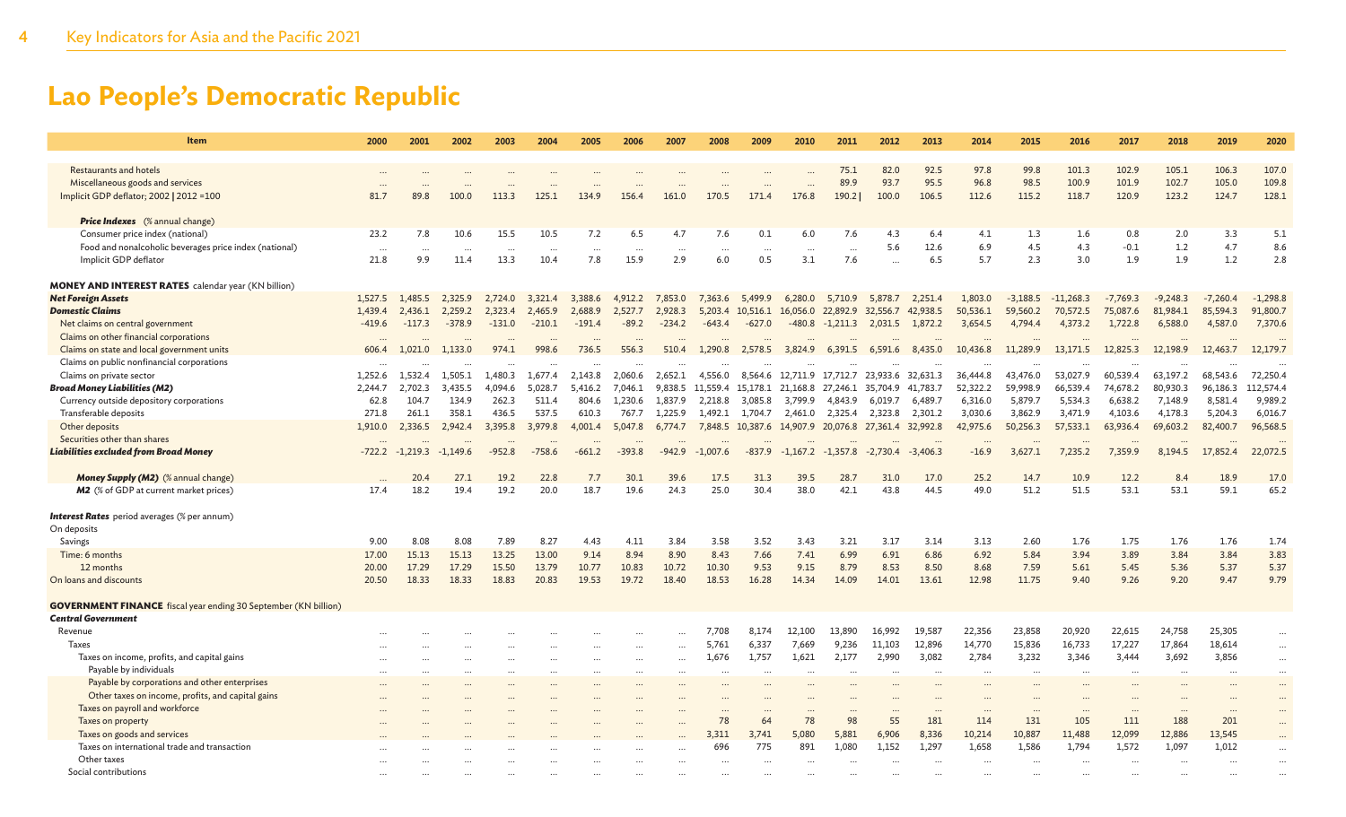# Lao People's Democratic Republic

| Item | 2000 | 2001 | 2002 | 2003 | 2004 | 2005 | 2006 | 2007 | 2008 | 2009 | 2010 | 2011 | 2012 | 2013 | 2014 | 2015 | 2016 | 2017 | 2018 | 2019 | 2020 |
|---|---|---|---|---|---|---|---|---|---|---|---|---|---|---|---|---|---|---|---|---|---|
| Restaurants and hotels | ... | ... | ... | ... | ... | ... | ... | ... | ... | ... | ... | 75.1 | 82.0 | 92.5 | 97.8 | 99.8 | 101.3 | 102.9 | 105.1 | 106.3 | 107.0 |
| Miscellaneous goods and services | ... | ... | ... | ... | ... | ... | ... | ... | ... | ... | ... | 89.9 | 93.7 | 95.5 | 96.8 | 98.5 | 100.9 | 101.9 | 102.7 | 105.0 | 109.8 |
| Implicit GDP deflator; 2002 \| 2012 =100 | 81.7 | 89.8 | 100.0 | 113.3 | 125.1 | 134.9 | 156.4 | 161.0 | 170.5 | 171.4 | 176.8 | 190.2 \| | 100.0 | 106.5 | 112.6 | 115.2 | 118.7 | 120.9 | 123.2 | 124.7 | 128.1 |
| ***Price Indexes*** (% annual change) | | | | | | | | | | | | | | | | | | | | | |
| Consumer price index (national) | 23.2 | 7.8 | 10.6 | 15.5 | 10.5 | 7.2 | 6.5 | 4.7 | 7.6 | 0.1 | 6.0 | 7.6 | 4.3 | 6.4 | 4.1 | 1.3 | 1.6 | 0.8 | 2.0 | 3.3 | 5.1 |
| Food and nonalcoholic beverages price index (national) | ... | ... | ... | ... | ... | ... | ... | ... | ... | ... | ... | ... | 5.6 | 12.6 | 6.9 | 4.5 | 4.3 | -0.1 | 1.2 | 4.7 | 8.6 |
| Implicit GDP deflator | 21.8 | 9.9 | 11.4 | 13.3 | 10.4 | 7.8 | 15.9 | 2.9 | 6.0 | 0.5 | 3.1 | 7.6 | ... | 6.5 | 5.7 | 2.3 | 3.0 | 1.9 | 1.9 | 1.2 | 2.8 |
| **MONEY AND INTEREST RATES** calendar year (KN billion) | | | | | | | | | | | | | | | | | | | | | |
| ***Net Foreign Assets*** | 1,527.5 | 1,485.5 | 2,325.9 | 2,724.0 | 3,321.4 | 3,388.6 | 4,912.2 | 7,853.0 | 7,363.6 | 5,499.9 | 6,280.0 | 5,710.9 | 5,878.7 | 2,251.4 | 1,803.0 | -3,188.5 | -11,268.3 | -7,769.3 | -9,248.3 | -7,260.4 | -1,298.8 |
| ***Domestic Claims*** | 1,439.4 | 2,436.1 | 2,259.2 | 2,323.4 | 2,465.9 | 2,688.9 | 2,527.7 | 2,928.3 | 5,203.4 | 10,516.1 | 16,056.0 | 22,892.9 | 32,556.7 | 42,938.5 | 50,536.1 | 59,560.2 | 70,572.5 | 75,087.6 | 81,984.1 | 85,594.3 | 91,800.7 |
| Net claims on central government | -419.6 | -117.3 | -378.9 | -131.0 | -210.1 | -191.4 | -89.2 | -234.2 | -643.4 | -627.0 | -480.8 | -1,211.3 | 2,031.5 | 1,872.2 | 3,654.5 | 4,794.4 | 4,373.2 | 1,722.8 | 6,588.0 | 4,587.0 | 7,370.6 |
| Claims on other financial corporations | ... | ... | ... | ... | ... | ... | ... | ... | ... | ... | ... | ... | ... | ... | ... | ... | ... | ... | ... | ... | ... |
| Claims on state and local government units | 606.4 | 1,021.0 | 1,133.0 | 974.1 | 998.6 | 736.5 | 556.3 | 510.4 | 1,290.8 | 2,578.5 | 3,824.9 | 6,391.5 | 6,591.6 | 8,435.0 | 10,436.8 | 11,289.9 | 13,171.5 | 12,825.3 | 12,198.9 | 12,463.7 | 12,179.7 |
| Claims on public nonfinancial corporations | ... | ... | ... | ... | ... | ... | ... | ... | ... | ... | ... | ... | ... | ... | ... | ... | ... | ... | ... | ... | ... |
| Claims on private sector | 1,252.6 | 1,532.4 | 1,505.1 | 1,480.3 | 1,677.4 | 2,143.8 | 2,060.6 | 2,652.1 | 4,556.0 | 8,564.6 | 12,711.9 | 17,712.7 | 23,933.6 | 32,631.3 | 36,444.8 | 43,476.0 | 53,027.9 | 60,539.4 | 63,197.2 | 68,543.6 | 72,250.4 |
| ***Broad Money Liabilities (M2)*** | 2,244.7 | 2,702.3 | 3,435.5 | 4,094.6 | 5,028.7 | 5,416.2 | 7,046.1 | 9,838.5 | 11,559.4 | 15,178.1 | 21,168.8 | 27,246.1 | 35,704.9 | 41,783.7 | 52,322.2 | 59,998.9 | 66,539.4 | 74,678.2 | 80,930.3 | 96,186.3 | 112,574.4 |
| Currency outside depository corporations | 62.8 | 104.7 | 134.9 | 262.3 | 511.4 | 804.6 | 1,230.6 | 1,837.9 | 2,218.8 | 3,085.8 | 3,799.9 | 4,843.9 | 6,019.7 | 6,489.7 | 6,316.0 | 5,879.7 | 5,534.3 | 6,638.2 | 7,148.9 | 8,581.4 | 9,989.2 |
| Transferable deposits | 271.8 | 261.1 | 358.1 | 436.5 | 537.5 | 610.3 | 767.7 | 1,225.9 | 1,492.1 | 1,704.7 | 2,461.0 | 2,325.4 | 2,323.8 | 2,301.2 | 3,030.6 | 3,862.9 | 3,471.9 | 4,103.6 | 4,178.3 | 5,204.3 | 6,016.7 |
| Other deposits | 1,910.0 | 2,336.5 | 2,942.4 | 3,395.8 | 3,979.8 | 4,001.4 | 5,047.8 | 6,774.7 | 7,848.5 | 10,387.6 | 14,907.9 | 20,076.8 | 27,361.4 | 32,992.8 | 42,975.6 | 50,256.3 | 57,533.1 | 63,936.4 | 69,603.2 | 82,400.7 | 96,568.5 |
| Securities other than shares | ... | ... | ... | ... | ... | ... | ... | ... | ... | ... | ... | ... | ... | ... | ... | ... | ... | ... | ... | ... | ... |
| ***Liabilities excluded from Broad Money*** | -722.2 | -1,219.3 | -1,149.6 | -952.8 | -758.6 | -661.2 | -393.8 | -942.9 | -1,007.6 | -837.9 | -1,167.2 | -1,357.8 | -2,730.4 | -3,406.3 | -16.9 | 3,627.1 | 7,235.2 | 7,359.9 | 8,194.5 | 17,852.4 | 22,072.5 |
| ***Money Supply (M2)*** (% annual change) | ... | 20.4 | 27.1 | 19.2 | 22.8 | 7.7 | 30.1 | 39.6 | 17.5 | 31.3 | 39.5 | 28.7 | 31.0 | 17.0 | 25.2 | 14.7 | 10.9 | 12.2 | 8.4 | 18.9 | 17.0 |
| ***M2*** (% of GDP at current market prices) | 17.4 | 18.2 | 19.4 | 19.2 | 20.0 | 18.7 | 19.6 | 24.3 | 25.0 | 30.4 | 38.0 | 42.1 | 43.8 | 44.5 | 49.0 | 51.2 | 51.5 | 53.1 | 53.1 | 59.1 | 65.2 |
| ***Interest Rates*** period averages (% per annum) | | | | | | | | | | | | | | | | | | | | | |
| On deposits | | | | | | | | | | | | | | | | | | | | | |
| Savings | 9.00 | 8.08 | 8.08 | 7.89 | 8.27 | 4.43 | 4.11 | 3.84 | 3.58 | 3.52 | 3.43 | 3.21 | 3.17 | 3.14 | 3.13 | 2.60 | 1.76 | 1.75 | 1.76 | 1.76 | 1.74 |
| Time: 6 months | 17.00 | 15.13 | 15.13 | 13.25 | 13.00 | 9.14 | 8.94 | 8.90 | 8.43 | 7.66 | 7.41 | 6.99 | 6.91 | 6.86 | 6.92 | 5.84 | 3.94 | 3.89 | 3.84 | 3.84 | 3.83 |
| 12 months | 20.00 | 17.29 | 17.29 | 15.50 | 13.79 | 10.77 | 10.83 | 10.72 | 10.30 | 9.53 | 9.15 | 8.79 | 8.53 | 8.50 | 8.68 | 7.59 | 5.61 | 5.45 | 5.36 | 5.37 | 5.37 |
| On loans and discounts | 20.50 | 18.33 | 18.33 | 18.83 | 20.83 | 19.53 | 19.72 | 18.40 | 18.53 | 16.28 | 14.34 | 14.09 | 14.01 | 13.61 | 12.98 | 11.75 | 9.40 | 9.26 | 9.20 | 9.47 | 9.79 |
| **GOVERNMENT FINANCE** fiscal year ending 30 September (KN billion) | | | | | | | | | | | | | | | | | | | | | |
| ***Central Government*** | | | | | | | | | | | | | | | | | | | | | |
| Revenue | ... | ... | ... | ... | ... | ... | ... | ... | 7,708 | 8,174 | 12,100 | 13,890 | 16,992 | 19,587 | 22,356 | 23,858 | 20,920 | 22,615 | 24,758 | 25,305 | ... |
| Taxes | ... | ... | ... | ... | ... | ... | ... | ... | 5,761 | 6,337 | 7,669 | 9,236 | 11,103 | 12,896 | 14,770 | 15,836 | 16,733 | 17,227 | 17,864 | 18,614 | ... |
| Taxes on income, profits, and capital gains | ... | ... | ... | ... | ... | ... | ... | ... | 1,676 | 1,757 | 1,621 | 2,177 | 2,990 | 3,082 | 2,784 | 3,232 | 3,346 | 3,444 | 3,692 | 3,856 | ... |
| Payable by individuals | ... | ... | ... | ... | ... | ... | ... | ... | ... | ... | ... | ... | ... | ... | ... | ... | ... | ... | ... | ... | ... |
| Payable by corporations and other enterprises | ... | ... | ... | ... | ... | ... | ... | ... | ... | ... | ... | ... | ... | ... | ... | ... | ... | ... | ... | ... | ... |
| Other taxes on income, profits, and capital gains | ... | ... | ... | ... | ... | ... | ... | ... | ... | ... | ... | ... | ... | ... | ... | ... | ... | ... | ... | ... | ... |
| Taxes on payroll and workforce | ... | ... | ... | ... | ... | ... | ... | ... | ... | ... | ... | ... | ... | ... | ... | ... | ... | ... | ... | ... | ... |
| Taxes on property | ... | ... | ... | ... | ... | ... | ... | ... | 78 | 64 | 78 | 98 | 55 | 181 | 114 | 131 | 105 | 111 | 188 | 201 | ... |
| Taxes on goods and services | ... | ... | ... | ... | ... | ... | ... | ... | 3,311 | 3,741 | 5,080 | 5,881 | 6,906 | 8,336 | 10,214 | 10,887 | 11,488 | 12,099 | 12,886 | 13,545 | ... |
| Taxes on international trade and transaction | ... | ... | ... | ... | ... | ... | ... | ... | 696 | 775 | 891 | 1,080 | 1,152 | 1,297 | 1,658 | 1,586 | 1,794 | 1,572 | 1,097 | 1,012 | ... |
| Other taxes | ... | ... | ... | ... | ... | ... | ... | ... | ... | ... | ... | ... | ... | ... | ... | ... | ... | ... | ... | ... | ... |
| Social contributions | ... | ... | ... | ... | ... | ... | ... | ... | ... | ... | ... | ... | ... | ... | ... | ... | ... | ... | ... | ... | ... |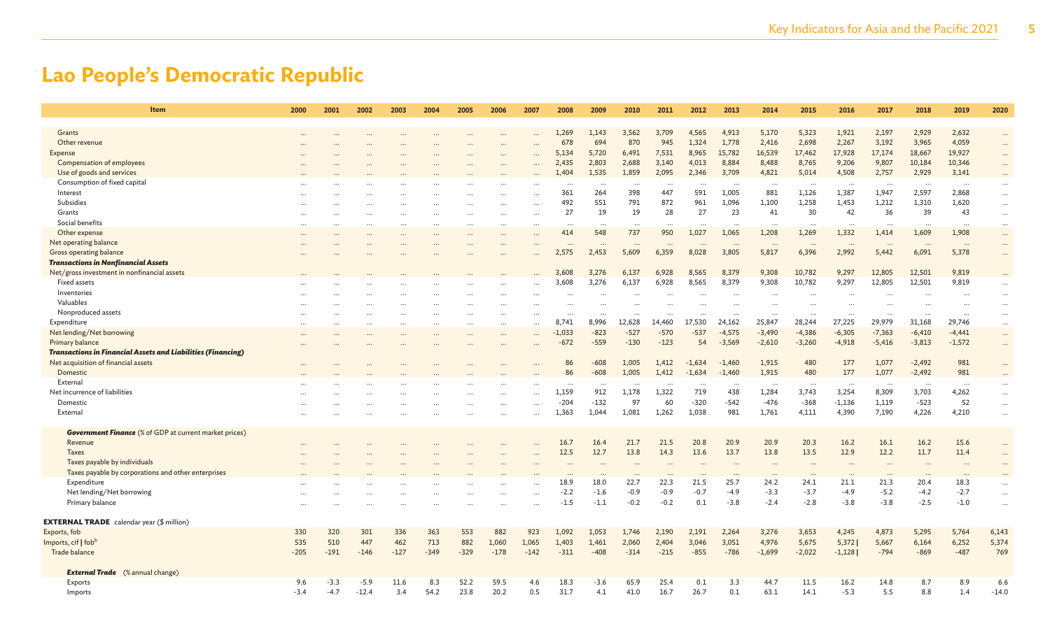# Lao People's Democratic Republic

| Item | 2000 | 2001 | 2002 | 2003 | 2004 | 2005 | 2006 | 2007 | 2008 | 2009 | 2010 | 2011 | 2012 | 2013 | 2014 | 2015 | 2016 | 2017 | 2018 | 2019 | 2020 |
|---|---|---|---|---|---|---|---|---|---|---|---|---|---|---|---|---|---|---|---|---|---|
| Grants | … | … | … | … | … | … | … | … | 1,269 | 1,143 | 3,562 | 3,709 | 4,565 | 4,913 | 5,170 | 5,323 | 1,921 | 2,197 | 2,929 | 2,632 | … |
| Other revenue | … | … | … | … | … | … | … | … | 678 | 694 | 870 | 945 | 1,324 | 1,778 | 2,416 | 2,698 | 2,267 | 3,192 | 3,965 | 4,059 | … |
| Expense | … | … | … | … | … | … | … | … | 5,134 | 5,720 | 6,491 | 7,531 | 8,965 | 15,782 | 16,539 | 17,462 | 17,928 | 17,174 | 18,667 | 19,927 | … |
| Compensation of employees | … | … | … | … | … | … | … | … | 2,435 | 2,803 | 2,688 | 3,140 | 4,013 | 8,884 | 8,488 | 8,765 | 9,206 | 9,807 | 10,184 | 10,346 | … |
| Use of goods and services | … | … | … | … | … | … | … | … | 1,404 | 1,535 | 1,859 | 2,095 | 2,346 | 3,709 | 4,821 | 5,014 | 4,508 | 2,757 | 2,929 | 3,141 | … |
| Consumption of fixed capital | … | … | … | … | … | … | … | … | … | … | … | … | … | … | … | … | … | … | … | … | … |
| Interest | … | … | … | … | … | … | … | … | 361 | 264 | 398 | 447 | 591 | 1,005 | 881 | 1,126 | 1,387 | 1,947 | 2,597 | 2,868 | … |
| Subsidies | … | … | … | … | … | … | … | … | 492 | 551 | 791 | 872 | 961 | 1,096 | 1,100 | 1,258 | 1,453 | 1,212 | 1,310 | 1,620 | … |
| Grants | … | … | … | … | … | … | … | … | 27 | 19 | 19 | 28 | 27 | 23 | 41 | 30 | 42 | 36 | 39 | 43 | … |
| Social benefits | … | … | … | … | … | … | … | … | … | … | … | … | … | … | … | … | … | … | … | … | … |
| Other expense | … | … | … | … | … | … | … | … | 414 | 548 | 737 | 950 | 1,027 | 1,065 | 1,208 | 1,269 | 1,332 | 1,414 | 1,609 | 1,908 | … |
| Net operating balance | … | … | … | … | … | … | … | … | … | … | … | … | … | … | … | … | … | … | … | … | … |
| Gross operating balance | … | … | … | … | … | … | … | … | 2,575 | 2,453 | 5,609 | 6,359 | 8,028 | 3,805 | 5,817 | 6,396 | 2,992 | 5,442 | 6,091 | 5,378 | … |
| ***Transactions in Nonfinancial Assets*** | | | | | | | | | | | | | | | | | | | | | |
| Net/gross investment in nonfinancial assets | … | … | … | … | … | … | … | … | 3,608 | 3,276 | 6,137 | 6,928 | 8,565 | 8,379 | 9,308 | 10,782 | 9,297 | 12,805 | 12,501 | 9,819 | … |
| Fixed assets | … | … | … | … | … | … | … | … | 3,608 | 3,276 | 6,137 | 6,928 | 8,565 | 8,379 | 9,308 | 10,782 | 9,297 | 12,805 | 12,501 | 9,819 | … |
| Inventories | … | … | … | … | … | … | … | … | … | … | … | … | … | … | … | … | … | … | … | … | … |
| Valuables | … | … | … | … | … | … | … | … | … | … | … | … | … | … | … | … | … | … | … | … | … |
| Nonproduced assets | … | … | … | … | … | … | … | … | … | … | … | … | … | … | … | … | … | … | … | … | … |
| Expenditure | … | … | … | … | … | … | … | … | 8,741 | 8,996 | 12,628 | 14,460 | 17,530 | 24,162 | 25,847 | 28,244 | 27,225 | 29,979 | 31,168 | 29,746 | … |
| Net lending/Net borrowing | … | … | … | … | … | … | … | … | -1,033 | -823 | -527 | -570 | -537 | -4,575 | -3,490 | -4,386 | -6,305 | -7,363 | -6,410 | -4,441 | … |
| Primary balance | … | … | … | … | … | … | … | … | -672 | -559 | -130 | -123 | 54 | -3,569 | -2,610 | -3,260 | -4,918 | -5,416 | -3,813 | -1,572 | … |
| ***Transactions in Financial Assets and Liabilities (Financing)*** | | | | | | | | | | | | | | | | | | | | | |
| Net acquisition of financial assets | … | … | … | … | … | … | … | … | 86 | -608 | 1,005 | 1,412 | -1,634 | -1,460 | 1,915 | 480 | 177 | 1,077 | -2,492 | 981 | … |
| Domestic | … | … | … | … | … | … | … | … | 86 | -608 | 1,005 | 1,412 | -1,634 | -1,460 | 1,915 | 480 | 177 | 1,077 | -2,492 | 981 | … |
| External | … | … | … | … | … | … | … | … | … | … | … | … | … | … | … | … | … | … | … | … | … |
| Net incurrence of liabilities | … | … | … | … | … | … | … | … | 1,159 | 912 | 1,178 | 1,322 | 719 | 438 | 1,284 | 3,743 | 3,254 | 8,309 | 3,703 | 4,262 | … |
| Domestic | … | … | … | … | … | … | … | … | -204 | -132 | 97 | 60 | -320 | -542 | -476 | -368 | -1,136 | 1,119 | -523 | 52 | … |
| External | … | … | … | … | … | … | … | … | 1,363 | 1,044 | 1,081 | 1,262 | 1,038 | 981 | 1,761 | 4,111 | 4,390 | 7,190 | 4,226 | 4,210 | … |
| ***Government Finance*** (% of GDP at current market prices) | | | | | | | | | | | | | | | | | | | | | |
| Revenue | … | … | … | … | … | … | … | … | 16.7 | 16.4 | 21.7 | 21.5 | 20.8 | 20.9 | 20.9 | 20.3 | 16.2 | 16.1 | 16.2 | 15.6 | … |
| Taxes | … | … | … | … | … | … | … | … | 12.5 | 12.7 | 13.8 | 14.3 | 13.6 | 13.7 | 13.8 | 13.5 | 12.9 | 12.2 | 11.7 | 11.4 | … |
| Taxes payable by individuals | … | … | … | … | … | … | … | … | … | … | … | … | … | … | … | … | … | … | … | … | … |
| Taxes payable by corporations and other enterprises | … | … | … | … | … | … | … | … | … | … | … | … | … | … | … | … | … | … | … | … | … |
| Expenditure | … | … | … | … | … | … | … | … | 18.9 | 18.0 | 22.7 | 22.3 | 21.5 | 25.7 | 24.2 | 24.1 | 21.1 | 21.3 | 20.4 | 18.3 | … |
| Net lending/Net borrowing | … | … | … | … | … | … | … | … | -2.2 | -1.6 | -0.9 | -0.9 | -0.7 | -4.9 | -3.3 | -3.7 | -4.9 | -5.2 | -4.2 | -2.7 | … |
| Primary balance | … | … | … | … | … | … | … | … | -1.5 | -1.1 | -0.2 | -0.2 | 0.1 | -3.8 | -2.4 | -2.8 | -3.8 | -3.8 | -2.5 | -1.0 | … |
| **EXTERNAL TRADE** calendar year ($ million) | | | | | | | | | | | | | | | | | | | | | |
| Exports, fob | 330 | 320 | 301 | 336 | 363 | 553 | 882 | 923 | 1,092 | 1,053 | 1,746 | 2,190 | 2,191 | 2,264 | 3,276 | 3,653 | 4,245 | 4,873 | 5,295 | 5,764 | 6,143 |
| Imports, cif \| fob[h] | 535 | 510 | 447 | 462 | 713 | 882 | 1,060 | 1,065 | 1,403 | 1,461 | 2,060 | 2,404 | 3,046 | 3,051 | 4,976 | 5,675 | 5,372 \| | 5,667 | 6,164 | 6,252 | 5,374 |
| Trade balance | -205 | -191 | -146 | -127 | -349 | -329 | -178 | -142 | -311 | -408 | -314 | -215 | -855 | -786 | -1,699 | -2,022 | -1,128 \| | -794 | -869 | -487 | 769 |
| ***External Trade*** (% annual change) | | | | | | | | | | | | | | | | | | | | | |
| Exports | 9.6 | -3.3 | -5.9 | 11.6 | 8.3 | 52.2 | 59.5 | 4.6 | 18.3 | -3.6 | 65.9 | 25.4 | 0.1 | 3.3 | 44.7 | 11.5 | 16.2 | 14.8 | 8.7 | 8.9 | 6.6 |
| Imports | -3.4 | -4.7 | -12.4 | 3.4 | 54.2 | 23.8 | 20.2 | 0.5 | 31.7 | 4.1 | 41.0 | 16.7 | 26.7 | 0.1 | 63.1 | 14.1 | -5.3 | 5.5 | 8.8 | 1.4 | -14.0 |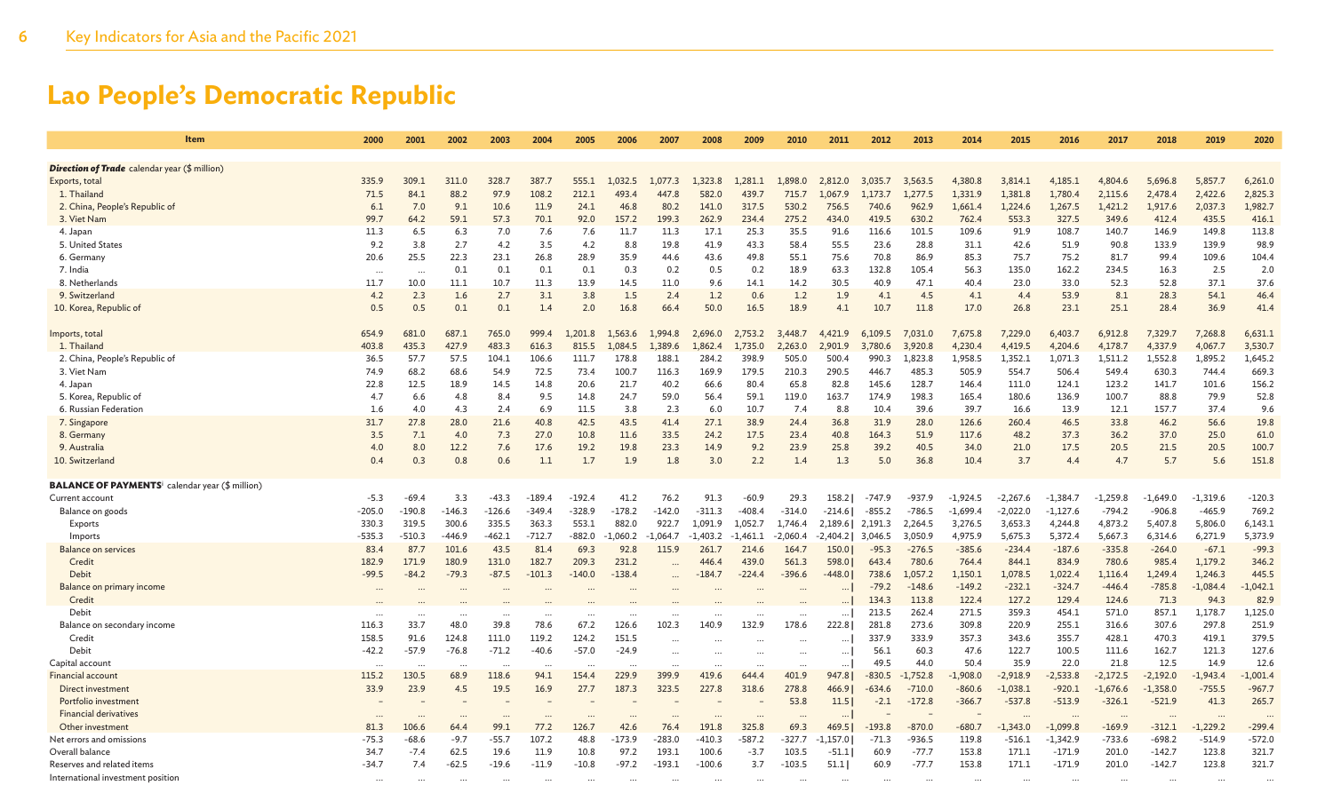# Lao People's Democratic Republic

| Item | 2000 | 2001 | 2002 | 2003 | 2004 | 2005 | 2006 | 2007 | 2008 | 2009 | 2010 | 2011 | 2012 | 2013 | 2014 | 2015 | 2016 | 2017 | 2018 | 2019 | 2020 |
|---|---|---|---|---|---|---|---|---|---|---|---|---|---|---|---|---|---|---|---|---|---|
| ***Direction of Trade*** calendar year ($ million) | | | | | | | | | | | | | | | | | | | | | |
| Exports, total | 335.9 | 309.1 | 311.0 | 328.7 | 387.7 | 555.1 | 1,032.5 | 1,077.3 | 1,323.8 | 1,281.1 | 1,898.0 | 2,812.0 | 3,035.7 | 3,563.5 | 4,380.8 | 3,814.1 | 4,185.1 | 4,804.6 | 5,696.8 | 5,857.7 | 6,261.0 |
| 1. Thailand | 71.5 | 84.1 | 88.2 | 97.9 | 108.2 | 212.1 | 493.4 | 447.8 | 582.0 | 439.7 | 715.7 | 1,067.9 | 1,173.7 | 1,277.5 | 1,331.9 | 1,381.8 | 1,780.4 | 2,115.6 | 2,478.4 | 2,422.6 | 2,825.3 |
| 2. China, People's Republic of | 6.1 | 7.0 | 9.1 | 10.6 | 11.9 | 24.1 | 46.8 | 80.2 | 141.0 | 317.5 | 530.2 | 756.5 | 740.6 | 962.9 | 1,661.4 | 1,224.6 | 1,267.5 | 1,421.2 | 1,917.6 | 2,037.3 | 1,982.7 |
| 3. Viet Nam | 99.7 | 64.2 | 59.1 | 57.3 | 70.1 | 92.0 | 157.2 | 199.3 | 262.9 | 234.4 | 275.2 | 434.0 | 419.5 | 630.2 | 762.4 | 553.3 | 327.5 | 349.6 | 412.4 | 435.5 | 416.1 |
| 4. Japan | 11.3 | 6.5 | 6.3 | 7.0 | 7.6 | 7.6 | 11.7 | 11.3 | 17.1 | 25.3 | 35.5 | 91.6 | 116.6 | 101.5 | 109.6 | 91.9 | 108.7 | 140.7 | 146.9 | 149.8 | 113.8 |
| 5. United States | 9.2 | 3.8 | 2.7 | 4.2 | 3.5 | 4.2 | 8.8 | 19.8 | 41.9 | 43.3 | 58.4 | 55.5 | 23.6 | 28.8 | 31.1 | 42.6 | 51.9 | 90.8 | 133.9 | 139.9 | 98.9 |
| 6. Germany | 20.6 | 25.5 | 22.3 | 23.1 | 26.8 | 28.9 | 35.9 | 44.6 | 43.6 | 49.8 | 55.1 | 75.6 | 70.8 | 86.9 | 85.3 | 75.7 | 75.2 | 81.7 | 99.4 | 109.6 | 104.4 |
| 7. India | … | … | 0.1 | 0.1 | 0.1 | 0.1 | 0.3 | 0.2 | 0.5 | 0.2 | 18.9 | 63.3 | 132.8 | 105.4 | 56.3 | 135.0 | 162.2 | 234.5 | 16.3 | 2.5 | 2.0 |
| 8. Netherlands | 11.7 | 10.0 | 11.1 | 10.7 | 11.3 | 13.9 | 14.5 | 11.0 | 9.6 | 14.1 | 14.2 | 30.5 | 40.9 | 47.1 | 40.4 | 23.0 | 33.0 | 52.3 | 52.8 | 37.1 | 37.6 |
| 9. Switzerland | 4.2 | 2.3 | 1.6 | 2.7 | 3.1 | 3.8 | 1.5 | 2.4 | 1.2 | 0.6 | 1.2 | 1.9 | 4.1 | 4.5 | 4.1 | 4.4 | 53.9 | 8.1 | 28.3 | 54.1 | 46.4 |
| 10. Korea, Republic of | 0.5 | 0.5 | 0.1 | 0.1 | 1.4 | 2.0 | 16.8 | 66.4 | 50.0 | 16.5 | 18.9 | 4.1 | 10.7 | 11.8 | 17.0 | 26.8 | 23.1 | 25.1 | 28.4 | 36.9 | 41.4 |
| Imports, total | 654.9 | 681.0 | 687.1 | 765.0 | 999.4 | 1,201.8 | 1,563.6 | 1,994.8 | 2,696.0 | 2,753.2 | 3,448.7 | 4,421.9 | 6,109.5 | 7,031.0 | 7,675.8 | 7,229.0 | 6,403.7 | 6,912.8 | 7,329.7 | 7,268.8 | 6,631.1 |
| 1. Thailand | 403.8 | 435.3 | 427.9 | 483.3 | 616.3 | 815.5 | 1,084.5 | 1,389.6 | 1,862.4 | 1,735.0 | 2,263.0 | 2,901.9 | 3,780.6 | 3,920.8 | 4,230.4 | 4,419.5 | 4,204.6 | 4,178.7 | 4,337.9 | 4,067.7 | 3,530.7 |
| 2. China, People's Republic of | 36.5 | 57.7 | 57.5 | 104.1 | 106.6 | 111.7 | 178.8 | 188.1 | 284.2 | 398.9 | 505.0 | 500.4 | 990.3 | 1,823.8 | 1,958.5 | 1,352.1 | 1,071.3 | 1,511.2 | 1,552.8 | 1,895.2 | 1,645.2 |
| 3. Viet Nam | 74.9 | 68.2 | 68.6 | 54.9 | 72.5 | 73.4 | 100.7 | 116.3 | 169.9 | 179.5 | 210.3 | 290.5 | 446.7 | 485.3 | 505.9 | 554.7 | 506.4 | 549.4 | 630.3 | 744.4 | 669.3 |
| 4. Japan | 22.8 | 12.5 | 18.9 | 14.5 | 14.8 | 20.6 | 21.7 | 40.2 | 66.6 | 80.4 | 65.8 | 82.8 | 145.6 | 128.7 | 146.4 | 111.0 | 124.1 | 123.2 | 141.7 | 101.6 | 156.2 |
| 5. Korea, Republic of | 4.7 | 6.6 | 4.8 | 8.4 | 9.5 | 14.8 | 24.7 | 59.0 | 56.4 | 59.1 | 119.0 | 163.7 | 174.9 | 198.3 | 165.4 | 180.6 | 136.9 | 100.7 | 88.8 | 79.9 | 52.8 |
| 6. Russian Federation | 1.6 | 4.0 | 4.3 | 2.4 | 6.9 | 11.5 | 3.8 | 2.3 | 6.0 | 10.7 | 7.4 | 8.8 | 10.4 | 39.6 | 39.7 | 16.6 | 13.9 | 12.1 | 157.7 | 37.4 | 9.6 |
| 7. Singapore | 31.7 | 27.8 | 28.0 | 21.6 | 40.8 | 42.5 | 43.5 | 41.4 | 27.1 | 38.9 | 24.4 | 36.8 | 31.9 | 28.0 | 126.6 | 260.4 | 46.5 | 33.8 | 46.2 | 56.6 | 19.8 |
| 8. Germany | 3.5 | 7.1 | 4.0 | 7.3 | 27.0 | 10.8 | 11.6 | 33.5 | 24.2 | 17.5 | 23.4 | 40.8 | 164.3 | 51.9 | 117.6 | 48.2 | 37.3 | 36.2 | 37.0 | 25.0 | 61.0 |
| 9. Australia | 4.0 | 8.0 | 12.2 | 7.6 | 17.6 | 19.2 | 19.8 | 23.3 | 14.9 | 9.2 | 23.9 | 25.8 | 39.2 | 40.5 | 34.0 | 21.0 | 17.5 | 20.5 | 21.5 | 20.5 | 100.7 |
| 10. Switzerland | 0.4 | 0.3 | 0.8 | 0.6 | 1.1 | 1.7 | 1.9 | 1.8 | 3.0 | 2.2 | 1.4 | 1.3 | 5.0 | 36.8 | 10.4 | 3.7 | 4.4 | 4.7 | 5.7 | 5.6 | 151.8 |
| **BALANCE OF PAYMENTS**[i] calendar year ($ million) | | | | | | | | | | | | | | | | | | | | | |
| Current account | -5.3 | -69.4 | 3.3 | -43.3 | -189.4 | -192.4 | 41.2 | 76.2 | 91.3 | -60.9 | 29.3 | 158.2 \| | -747.9 | -937.9 | -1,924.5 | -2,267.6 | -1,384.7 | -1,259.8 | -1,649.0 | -1,319.6 | -120.3 |
| Balance on goods | -205.0 | -190.8 | -146.3 | -126.6 | -349.4 | -328.9 | -178.2 | -142.0 | -311.3 | -408.4 | -314.0 | -214.6 \| | -855.2 | -786.5 | -1,699.4 | -2,022.0 | -1,127.6 | -794.2 | -906.8 | -465.9 | 769.2 |
| Exports | 330.3 | 319.5 | 300.6 | 335.5 | 363.3 | 553.1 | 882.0 | 922.7 | 1,091.9 | 1,052.7 | 1,746.4 | 2,189.6 \| | 2,191.3 | 2,264.5 | 3,276.5 | 3,653.3 | 4,244.8 | 4,873.2 | 5,407.8 | 5,806.0 | 6,143.1 |
| Imports | -535.3 | -510.3 | -446.9 | -462.1 | -712.7 | -882.0 | -1,060.2 | -1,064.7 | -1,403.2 | -1,461.1 | -2,060.4 | -2,404.2 \| | 3,046.5 | 3,050.9 | 4,975.9 | 5,675.3 | 5,372.4 | 5,667.3 | 6,314.6 | 6,271.9 | 5,373.9 |
| Balance on services | 83.4 | 87.7 | 101.6 | 43.5 | 81.4 | 69.3 | 92.8 | 115.9 | 261.7 | 214.6 | 164.7 | 150.0 \| | -95.3 | -276.5 | -385.6 | -234.4 | -187.6 | -335.8 | -264.0 | -67.1 | -99.3 |
| Credit | 182.9 | 171.9 | 180.9 | 131.0 | 182.7 | 209.3 | 231.2 | … | 446.4 | 439.0 | 561.3 | 598.0 \| | 643.4 | 780.6 | 764.4 | 844.1 | 834.9 | 780.6 | 985.4 | 1,179.2 | 346.2 |
| Debit | -99.5 | -84.2 | -79.3 | -87.5 | -101.3 | -140.0 | -138.4 | … | -184.7 | -224.4 | -396.6 | -448.0 \| | 738.6 | 1,057.2 | 1,150.1 | 1,078.5 | 1,022.4 | 1,116.4 | 1,249.4 | 1,246.3 | 445.5 |
| Balance on primary income | … | … | … | … | … | … | … | … | … | … | … | … \| | -79.2 | -148.6 | -149.2 | -232.1 | -324.7 | -446.4 | -785.8 | -1,084.4 | -1,042.1 |
| Credit | … | … | … | … | … | … | … | … | … | … | … | … \| | 134.3 | 113.8 | 122.4 | 127.2 | 129.4 | 124.6 | 71.3 | 94.3 | 82.9 |
| Debit | … | … | … | … | … | … | … | … | … | … | … | … \| | 213.5 | 262.4 | 271.5 | 359.3 | 454.1 | 571.0 | 857.1 | 1,178.7 | 1,125.0 |
| Balance on secondary income | 116.3 | 33.7 | 48.0 | 39.8 | 78.6 | 67.2 | 126.6 | 102.3 | 140.9 | 132.9 | 178.6 | 222.8 \| | 281.8 | 273.6 | 309.8 | 220.9 | 255.1 | 316.6 | 307.6 | 297.8 | 251.9 |
| Credit | 158.5 | 91.6 | 124.8 | 111.0 | 119.2 | 124.2 | 151.5 | … | … | … | … | … \| | 337.9 | 333.9 | 357.3 | 343.6 | 355.7 | 428.1 | 470.3 | 419.1 | 379.5 |
| Debit | -42.2 | -57.9 | -76.8 | -71.2 | -40.6 | -57.0 | -24.9 | … | … | … | … | … \| | 56.1 | 60.3 | 47.6 | 122.7 | 100.5 | 111.6 | 162.7 | 121.3 | 127.6 |
| Capital account | … | … | … | … | … | … | … | … | … | … | … | … \| | 49.5 | 44.0 | 50.4 | 35.9 | 22.0 | 21.8 | 12.5 | 14.9 | 12.6 |
| Financial account | 115.2 | 130.5 | 68.9 | 118.6 | 94.1 | 154.4 | 229.9 | 399.9 | 419.6 | 644.4 | 401.9 | 947.8 \| | -830.5 | -1,752.8 | -1,908.0 | -2,918.9 | -2,533.8 | -2,172.5 | -2,192.0 | -1,943.4 | -1,001.4 |
| Direct investment | 33.9 | 23.9 | 4.5 | 19.5 | 16.9 | 27.7 | 187.3 | 323.5 | 227.8 | 318.6 | 278.8 | 466.9 \| | -634.6 | -710.0 | -860.6 | -1,038.1 | -920.1 | -1,676.6 | -1,358.0 | -755.5 | -967.7 |
| Portfolio investment | – | – | – | – | – | – | – | – | – | – | 53.8 | 11.5 \| | -2.1 | -172.8 | -366.7 | -537.8 | -513.9 | -326.1 | -521.9 | 41.3 | 265.7 |
| Financial derivatives | … | … | … | … | … | … | … | … | … | … | … | … \| | – | – | – | … | … | … | … | … | … |
| Other investment | 81.3 | 106.6 | 64.4 | 99.1 | 77.2 | 126.7 | 42.6 | 76.4 | 191.8 | 325.8 | 69.3 | 469.5 \| | -193.8 | -870.0 | -680.7 | -1,343.0 | -1,099.8 | -169.9 | -312.1 | -1,229.2 | -299.4 |
| Net errors and omissions | -75.3 | -68.6 | -9.7 | -55.7 | 107.2 | 48.8 | -173.9 | -283.0 | -410.3 | -587.2 | -327.7 | -1,157.0 \| | -71.3 | -936.5 | 119.8 | -516.1 | -1,342.9 | -733.6 | -698.2 | -514.9 | -572.0 |
| Overall balance | 34.7 | -7.4 | 62.5 | 19.6 | 11.9 | 10.8 | 97.2 | 193.1 | 100.6 | -3.7 | 103.5 | -51.1 \| | 60.9 | -77.7 | 153.8 | 171.1 | -171.9 | 201.0 | -142.7 | 123.8 | 321.7 |
| Reserves and related items | -34.7 | 7.4 | -62.5 | -19.6 | -11.9 | -10.8 | -97.2 | -193.1 | -100.6 | 3.7 | -103.5 | 51.1 \| | 60.9 | -77.7 | 153.8 | 171.1 | -171.9 | 201.0 | -142.7 | 123.8 | 321.7 |
| International investment position | … | … | … | … | … | … | … | … | … | … | … | … | … | … | … | … | … | … | … | … | … |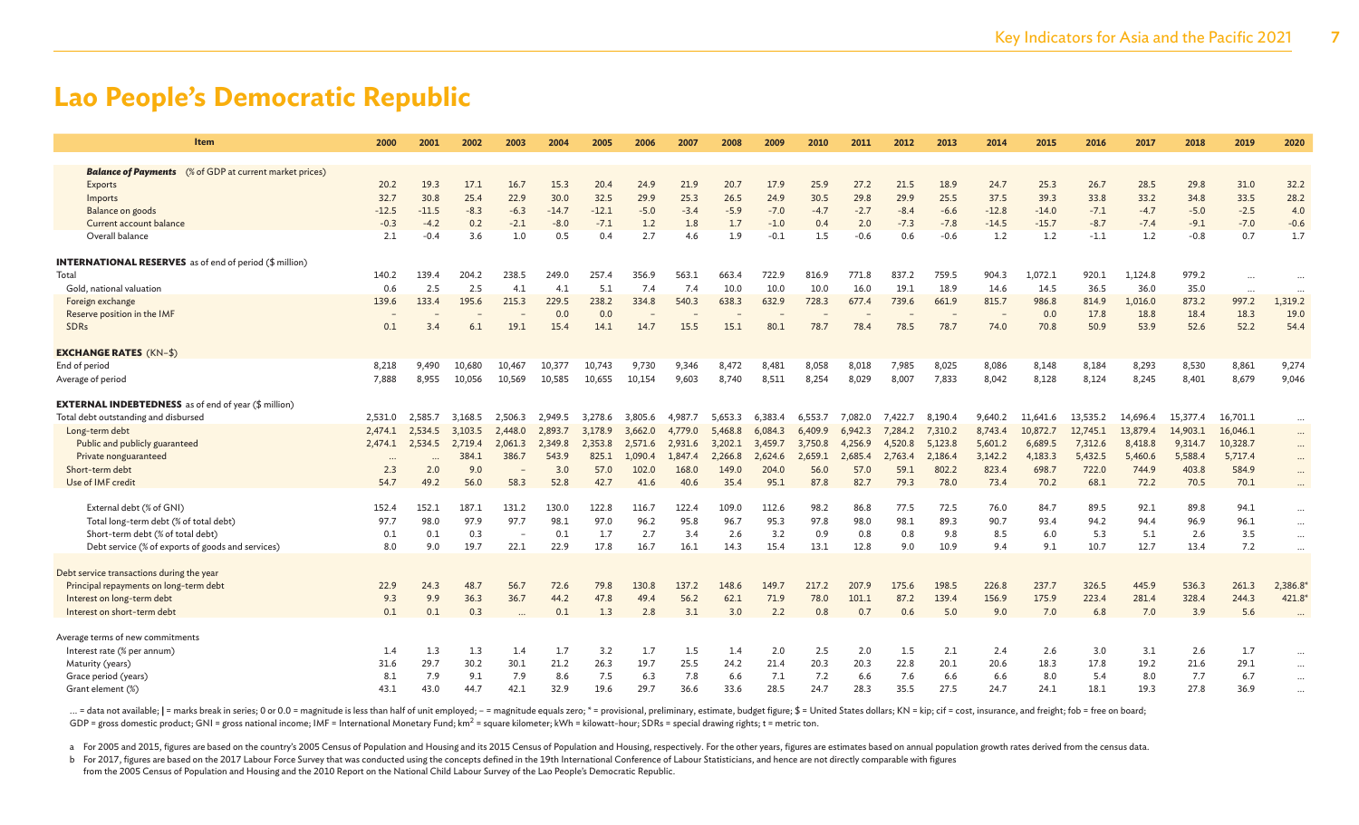# Lao People's Democratic Republic

| Item | 2000 | 2001 | 2002 | 2003 | 2004 | 2005 | 2006 | 2007 | 2008 | 2009 | 2010 | 2011 | 2012 | 2013 | 2014 | 2015 | 2016 | 2017 | 2018 | 2019 | 2020 |
|---|---|---|---|---|---|---|---|---|---|---|---|---|---|---|---|---|---|---|---|---|---|
| ***Balance of Payments*** (% of GDP at current market prices) | | | | | | | | | | | | | | | | | | | | | |
| Exports | 20.2 | 19.3 | 17.1 | 16.7 | 15.3 | 20.4 | 24.9 | 21.9 | 20.7 | 17.9 | 25.9 | 27.2 | 21.5 | 18.9 | 24.7 | 25.3 | 26.7 | 28.5 | 29.8 | 31.0 | 32.2 |
| Imports | 32.7 | 30.8 | 25.4 | 22.9 | 30.0 | 32.5 | 29.9 | 25.3 | 26.5 | 24.9 | 30.5 | 29.8 | 29.9 | 25.5 | 37.5 | 39.3 | 33.8 | 33.2 | 34.8 | 33.5 | 28.2 |
| Balance on goods | -12.5 | -11.5 | -8.3 | -6.3 | -14.7 | -12.1 | -5.0 | -3.4 | -5.9 | -7.0 | -4.7 | -2.7 | -8.4 | -6.6 | -12.8 | -14.0 | -7.1 | -4.7 | -5.0 | -2.5 | 4.0 |
| Current account balance | -0.3 | -4.2 | 0.2 | -2.1 | -8.0 | -7.1 | 1.2 | 1.8 | 1.7 | -1.0 | 0.4 | 2.0 | -7.3 | -7.8 | -14.5 | -15.7 | -8.7 | -7.4 | -9.1 | -7.0 | -0.6 |
| Overall balance | 2.1 | -0.4 | 3.6 | 1.0 | 0.5 | 0.4 | 2.7 | 4.6 | 1.9 | -0.1 | 1.5 | -0.6 | 0.6 | -0.6 | 1.2 | 1.2 | -1.1 | 1.2 | -0.8 | 0.7 | 1.7 |
| **INTERNATIONAL RESERVES** as of end of period ($ million) | | | | | | | | | | | | | | | | | | | | | |
| Total | 140.2 | 139.4 | 204.2 | 238.5 | 249.0 | 257.4 | 356.9 | 563.1 | 663.4 | 722.9 | 816.9 | 771.8 | 837.2 | 759.5 | 904.3 | 1,072.1 | 920.1 | 1,124.8 | 979.2 | ... | ... |
| Gold, national valuation | 0.6 | 2.5 | 2.5 | 4.1 | 4.1 | 5.1 | 7.4 | 7.4 | 10.0 | 10.0 | 10.0 | 16.0 | 19.1 | 18.9 | 14.6 | 14.5 | 36.5 | 36.0 | 35.0 | ... | ... |
| Foreign exchange | 139.6 | 133.4 | 195.6 | 215.3 | 229.5 | 238.2 | 334.8 | 540.3 | 638.3 | 632.9 | 728.3 | 677.4 | 739.6 | 661.9 | 815.7 | 986.8 | 814.9 | 1,016.0 | 873.2 | 997.2 | 1,319.2 |
| Reserve position in the IMF | – | – | – | – | 0.0 | 0.0 | – | – | – | – | – | – | – | – | – | 0.0 | 17.8 | 18.8 | 18.4 | 18.3 | 19.0 |
| SDRs | 0.1 | 3.4 | 6.1 | 19.1 | 15.4 | 14.1 | 14.7 | 15.5 | 15.1 | 80.1 | 78.7 | 78.4 | 78.5 | 78.7 | 74.0 | 70.8 | 50.9 | 53.9 | 52.6 | 52.2 | 54.4 |
| **EXCHANGE RATES** (KN–$) | | | | | | | | | | | | | | | | | | | | | |
| End of period | 8,218 | 9,490 | 10,680 | 10,467 | 10,377 | 10,743 | 9,730 | 9,346 | 8,472 | 8,481 | 8,058 | 8,018 | 7,985 | 8,025 | 8,086 | 8,148 | 8,184 | 8,293 | 8,530 | 8,861 | 9,274 |
| Average of period | 7,888 | 8,955 | 10,056 | 10,569 | 10,585 | 10,655 | 10,154 | 9,603 | 8,740 | 8,511 | 8,254 | 8,029 | 8,007 | 7,833 | 8,042 | 8,128 | 8,124 | 8,245 | 8,401 | 8,679 | 9,046 |
| **EXTERNAL INDEBTEDNESS** as of end of year ($ million) | | | | | | | | | | | | | | | | | | | | | |
| Total debt outstanding and disbursed | 2,531.0 | 2,585.7 | 3,168.5 | 2,506.3 | 2,949.5 | 3,278.6 | 3,805.6 | 4,987.7 | 5,653.3 | 6,383.4 | 6,553.7 | 7,082.0 | 7,422.7 | 8,190.4 | 9,640.2 | 11,641.6 | 13,535.2 | 14,696.4 | 15,377.4 | 16,701.1 | ... |
| Long-term debt | 2,474.1 | 2,534.5 | 3,103.5 | 2,448.0 | 2,893.7 | 3,178.9 | 3,662.0 | 4,779.0 | 5,468.8 | 6,084.3 | 6,409.9 | 6,942.3 | 7,284.2 | 7,310.2 | 8,743.4 | 10,872.7 | 12,745.1 | 13,879.4 | 14,903.1 | 16,046.1 | ... |
| Public and publicly guaranteed | 2,474.1 | 2,534.5 | 2,719.4 | 2,061.3 | 2,349.8 | 2,353.8 | 2,571.6 | 2,931.6 | 3,202.1 | 3,459.7 | 3,750.8 | 4,256.9 | 4,520.8 | 5,123.8 | 5,601.2 | 6,689.5 | 7,312.6 | 8,418.8 | 9,314.7 | 10,328.7 | ... |
| Private nonguaranteed | ... | ... | 384.1 | 386.7 | 543.9 | 825.1 | 1,090.4 | 1,847.4 | 2,266.8 | 2,624.6 | 2,659.1 | 2,685.4 | 2,763.4 | 2,186.4 | 3,142.2 | 4,183.3 | 5,432.5 | 5,460.6 | 5,588.4 | 5,717.4 | ... |
| Short-term debt | 2.3 | 2.0 | 9.0 | – | 3.0 | 57.0 | 102.0 | 168.0 | 149.0 | 204.0 | 56.0 | 57.0 | 59.1 | 802.2 | 823.4 | 698.7 | 722.0 | 744.9 | 403.8 | 584.9 | ... |
| Use of IMF credit | 54.7 | 49.2 | 56.0 | 58.3 | 52.8 | 42.7 | 41.6 | 40.6 | 35.4 | 95.1 | 87.8 | 82.7 | 79.3 | 78.0 | 73.4 | 70.2 | 68.1 | 72.2 | 70.5 | 70.1 | ... |
| External debt (% of GNI) | 152.4 | 152.1 | 187.1 | 131.2 | 130.0 | 122.8 | 116.7 | 122.4 | 109.0 | 112.6 | 98.2 | 86.8 | 77.5 | 72.5 | 76.0 | 84.7 | 89.5 | 92.1 | 89.8 | 94.1 | ... |
| Total long-term debt (% of total debt) | 97.7 | 98.0 | 97.9 | 97.7 | 98.1 | 97.0 | 96.2 | 95.8 | 96.7 | 95.3 | 97.8 | 98.0 | 98.1 | 89.3 | 90.7 | 93.4 | 94.2 | 94.4 | 96.9 | 96.1 | ... |
| Short-term debt (% of total debt) | 0.1 | 0.1 | 0.3 | – | 0.1 | 1.7 | 2.7 | 3.4 | 2.6 | 3.2 | 0.9 | 0.8 | 0.8 | 9.8 | 8.5 | 6.0 | 5.3 | 5.1 | 2.6 | 3.5 | ... |
| Debt service (% of exports of goods and services) | 8.0 | 9.0 | 19.7 | 22.1 | 22.9 | 17.8 | 16.7 | 16.1 | 14.3 | 15.4 | 13.1 | 12.8 | 9.0 | 10.9 | 9.4 | 9.1 | 10.7 | 12.7 | 13.4 | 7.2 | ... |
| Debt service transactions during the year | | | | | | | | | | | | | | | | | | | | | |
| Principal repayments on long-term debt | 22.9 | 24.3 | 48.7 | 56.7 | 72.6 | 79.8 | 130.8 | 137.2 | 148.6 | 149.7 | 217.2 | 207.9 | 175.6 | 198.5 | 226.8 | 237.7 | 326.5 | 445.9 | 536.3 | 261.3 | 2,386.8* |
| Interest on long-term debt | 9.3 | 9.9 | 36.3 | 36.7 | 44.2 | 47.8 | 49.4 | 56.2 | 62.1 | 71.9 | 78.0 | 101.1 | 87.2 | 139.4 | 156.9 | 175.9 | 223.4 | 281.4 | 328.4 | 244.3 | 421.8* |
| Interest on short-term debt | 0.1 | 0.1 | 0.3 | ... | 0.1 | 1.3 | 2.8 | 3.1 | 3.0 | 2.2 | 0.8 | 0.7 | 0.6 | 5.0 | 9.0 | 7.0 | 6.8 | 7.0 | 3.9 | 5.6 | ... |
| Average terms of new commitments | | | | | | | | | | | | | | | | | | | | | |
| Interest rate (% per annum) | 1.4 | 1.3 | 1.3 | 1.4 | 1.7 | 3.2 | 1.7 | 1.5 | 1.4 | 2.0 | 2.5 | 2.0 | 1.5 | 2.1 | 2.4 | 2.6 | 3.0 | 3.1 | 2.6 | 1.7 | ... |
| Maturity (years) | 31.6 | 29.7 | 30.2 | 30.1 | 21.2 | 26.3 | 19.7 | 25.5 | 24.2 | 21.4 | 20.3 | 20.3 | 22.8 | 20.1 | 20.6 | 18.3 | 17.8 | 19.2 | 21.6 | 29.1 | ... |
| Grace period (years) | 8.1 | 7.9 | 9.1 | 7.9 | 8.6 | 7.5 | 6.3 | 7.8 | 6.6 | 7.1 | 7.2 | 6.6 | 7.6 | 6.6 | 6.6 | 8.0 | 5.4 | 8.0 | 7.7 | 6.7 | ... |
| Grant element (%) | 43.1 | 43.0 | 44.7 | 42.1 | 32.9 | 19.6 | 29.7 | 36.6 | 33.6 | 28.5 | 24.7 | 28.3 | 35.5 | 27.5 | 24.7 | 24.1 | 18.1 | 19.3 | 27.8 | 36.9 | ... |

... = data not available; | = marks break in series; 0 or 0.0 = magnitude is less than half of unit employed; – = magnitude equals zero; * = provisional, preliminary, estimate, budget figure; $ = United States dollars; KN = kip; cif = cost, insurance, and freight; fob = free on board; GDP = gross domestic product; GNI = gross national income; IMF = International Monetary Fund; km² = square kilometer; kWh = kilowatt-hour; SDRs = special drawing rights; t = metric ton.

a For 2005 and 2015, figures are based on the country's 2005 Census of Population and Housing and its 2015 Census of Population and Housing, respectively. For the other years, figures are estimates based on annual population growth rates derived from the census data.

b For 2017, figures are based on the 2017 Labour Force Survey that was conducted using the concepts defined in the 19th International Conference of Labour Statisticians, and hence are not directly comparable with figures from the 2005 Census of Population and Housing and the 2010 Report on the National Child Labour Survey of the Lao People's Democratic Republic.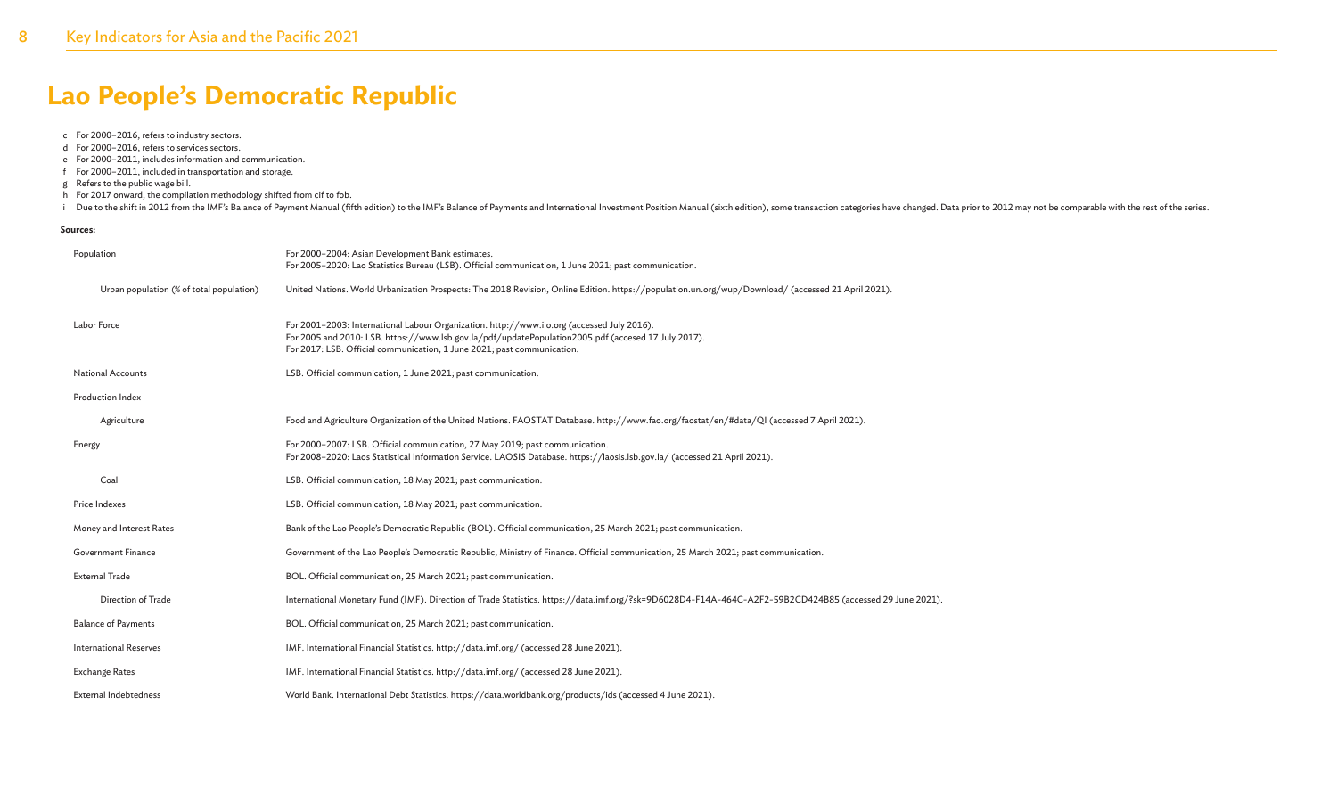# Lao People's Democratic Republic

c For 2000–2016, refers to industry sectors.
d For 2000–2016, refers to services sectors.
e For 2000–2011, includes information and communication.
f For 2000–2011, included in transportation and storage.
g Refers to the public wage bill.
h For 2017 onward, the compilation methodology shifted from cif to fob.
i Due to the shift in 2012 from the IMF's Balance of Payment Manual (fifth edition) to the IMF's Balance of Payments and International Investment Position Manual (sixth edition), some transaction categories have changed. Data prior to 2012 may not be comparable with the rest of the series.

**Sources:**

| | |
|---|---|
| Population | For 2000–2004: Asian Development Bank estimates.<br>For 2005–2020: Lao Statistics Bureau (LSB). Official communication, 1 June 2021; past communication. |
| Urban population (% of total population) | United Nations. World Urbanization Prospects: The 2018 Revision, Online Edition. https://population.un.org/wup/Download/ (accessed 21 April 2021). |
| Labor Force | For 2001–2003: International Labour Organization. http://www.ilo.org (accessed July 2016).<br>For 2005 and 2010: LSB. https://www.lsb.gov.la/pdf/updatePopulation2005.pdf (accesed 17 July 2017).<br>For 2017: LSB. Official communication, 1 June 2021; past communication. |
| National Accounts | LSB. Official communication, 1 June 2021; past communication. |
| Production Index | |
| Agriculture | Food and Agriculture Organization of the United Nations. FAOSTAT Database. http://www.fao.org/faostat/en/#data/QI (accessed 7 April 2021). |
| Energy | For 2000–2007: LSB. Official communication, 27 May 2019; past communication.<br>For 2008–2020: Laos Statistical Information Service. LAOSIS Database. https://laosis.lsb.gov.la/ (accessed 21 April 2021). |
| Coal | LSB. Official communication, 18 May 2021; past communication. |
| Price Indexes | LSB. Official communication, 18 May 2021; past communication. |
| Money and Interest Rates | Bank of the Lao People's Democratic Republic (BOL). Official communication, 25 March 2021; past communication. |
| Government Finance | Government of the Lao People's Democratic Republic, Ministry of Finance. Official communication, 25 March 2021; past communication. |
| External Trade | BOL. Official communication, 25 March 2021; past communication. |
| Direction of Trade | International Monetary Fund (IMF). Direction of Trade Statistics. https://data.imf.org/?sk=9D6028D4-F14A-464C-A2F2-59B2CD424B85 (accessed 29 June 2021). |
| Balance of Payments | BOL. Official communication, 25 March 2021; past communication. |
| International Reserves | IMF. International Financial Statistics. http://data.imf.org/ (accessed 28 June 2021). |
| Exchange Rates | IMF. International Financial Statistics. http://data.imf.org/ (accessed 28 June 2021). |
| External Indebtedness | World Bank. International Debt Statistics. https://data.worldbank.org/products/ids (accessed 4 June 2021). |